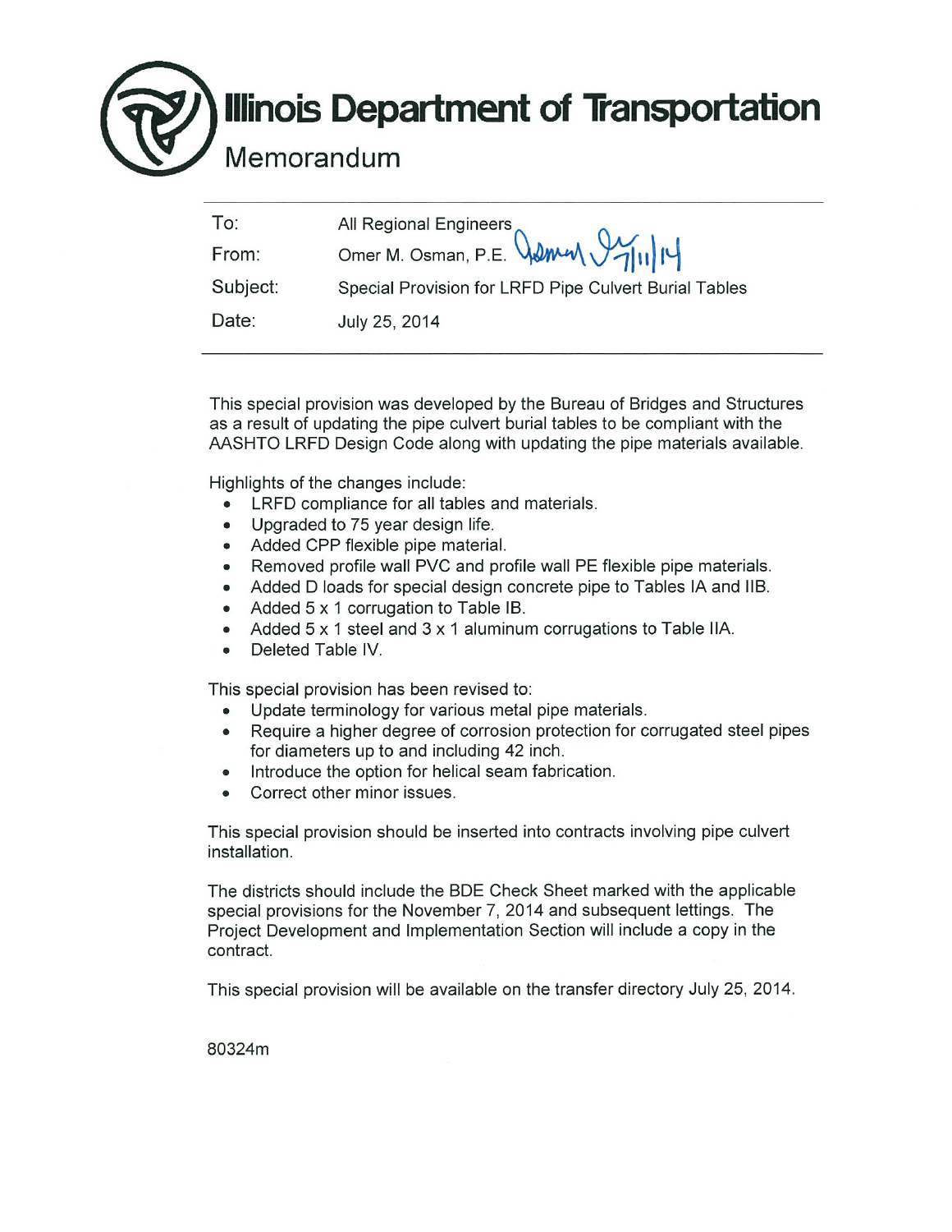# Illinois Department of Transportation

## Memorandum

| | |
|---|---|
| To: | All Regional Engineers |
| From: | Omer M. Osman, P.E. |
| Subject: | Special Provision for LRFD Pipe Culvert Burial Tables |
| Date: | July 25, 2014 |

This special provision was developed by the Bureau of Bridges and Structures as a result of updating the pipe culvert burial tables to be compliant with the AASHTO LRFD Design Code along with updating the pipe materials available.

Highlights of the changes include:

- LRFD compliance for all tables and materials.
- Upgraded to 75 year design life.
- Added CPP flexible pipe material.
- Removed profile wall PVC and profile wall PE flexible pipe materials.
- Added D loads for special design concrete pipe to Tables IA and IIB.
- Added 5 x 1 corrugation to Table IB.
- Added 5 x 1 steel and 3 x 1 aluminum corrugations to Table IIA.
- Deleted Table IV.

This special provision has been revised to:

- Update terminology for various metal pipe materials.
- Require a higher degree of corrosion protection for corrugated steel pipes for diameters up to and including 42 inch.
- Introduce the option for helical seam fabrication.
- Correct other minor issues.

This special provision should be inserted into contracts involving pipe culvert installation.

The districts should include the BDE Check Sheet marked with the applicable special provisions for the November 7, 2014 and subsequent lettings. The Project Development and Implementation Section will include a copy in the contract.

This special provision will be available on the transfer directory July 25, 2014.

80324m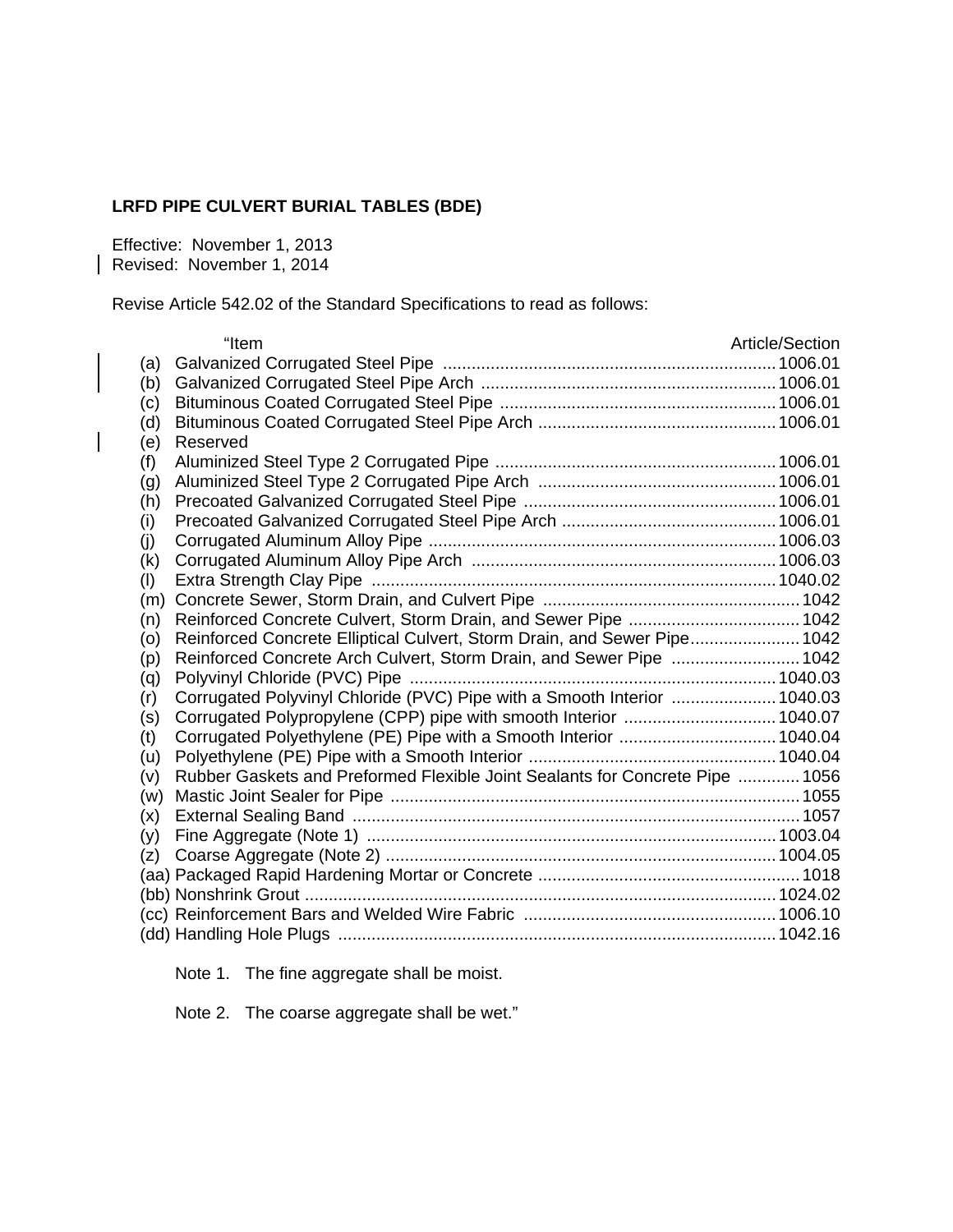**LRFD PIPE CULVERT BURIAL TABLES (BDE)**

Effective: November 1, 2013
Revised: November 1, 2014

Revise Article 542.02 of the Standard Specifications to read as follows:

| | "Item | Article/Section |
|---|---|---|
| (a) | Galvanized Corrugated Steel Pipe | 1006.01 |
| (b) | Galvanized Corrugated Steel Pipe Arch | 1006.01 |
| (c) | Bituminous Coated Corrugated Steel Pipe | 1006.01 |
| (d) | Bituminous Coated Corrugated Steel Pipe Arch | 1006.01 |
| (e) | Reserved | |
| (f) | Aluminized Steel Type 2 Corrugated Pipe | 1006.01 |
| (g) | Aluminized Steel Type 2 Corrugated Pipe Arch | 1006.01 |
| (h) | Precoated Galvanized Corrugated Steel Pipe | 1006.01 |
| (i) | Precoated Galvanized Corrugated Steel Pipe Arch | 1006.01 |
| (j) | Corrugated Aluminum Alloy Pipe | 1006.03 |
| (k) | Corrugated Aluminum Alloy Pipe Arch | 1006.03 |
| (l) | Extra Strength Clay Pipe | 1040.02 |
| (m) | Concrete Sewer, Storm Drain, and Culvert Pipe | 1042 |
| (n) | Reinforced Concrete Culvert, Storm Drain, and Sewer Pipe | 1042 |
| (o) | Reinforced Concrete Elliptical Culvert, Storm Drain, and Sewer Pipe | 1042 |
| (p) | Reinforced Concrete Arch Culvert, Storm Drain, and Sewer Pipe | 1042 |
| (q) | Polyvinyl Chloride (PVC) Pipe | 1040.03 |
| (r) | Corrugated Polyvinyl Chloride (PVC) Pipe with a Smooth Interior | 1040.03 |
| (s) | Corrugated Polypropylene (CPP) pipe with smooth Interior | 1040.07 |
| (t) | Corrugated Polyethylene (PE) Pipe with a Smooth Interior | 1040.04 |
| (u) | Polyethylene (PE) Pipe with a Smooth Interior | 1040.04 |
| (v) | Rubber Gaskets and Preformed Flexible Joint Sealants for Concrete Pipe | 1056 |
| (w) | Mastic Joint Sealer for Pipe | 1055 |
| (x) | External Sealing Band | 1057 |
| (y) | Fine Aggregate (Note 1) | 1003.04 |
| (z) | Coarse Aggregate (Note 2) | 1004.05 |
| (aa) | Packaged Rapid Hardening Mortar or Concrete | 1018 |
| (bb) | Nonshrink Grout | 1024.02 |
| (cc) | Reinforcement Bars and Welded Wire Fabric | 1006.10 |
| (dd) | Handling Hole Plugs | 1042.16 |

Note 1. The fine aggregate shall be moist.

Note 2. The coarse aggregate shall be wet."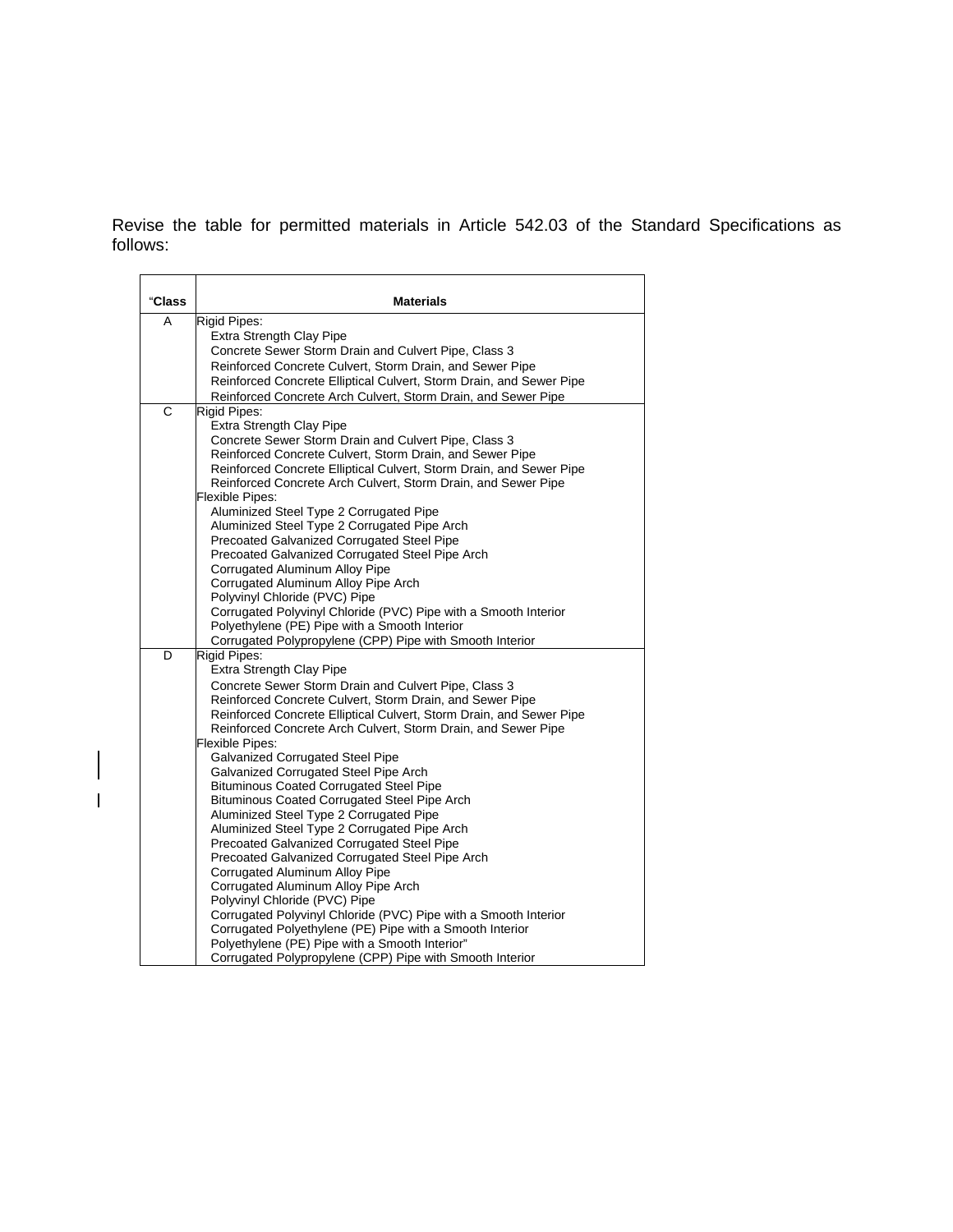Revise the table for permitted materials in Article 542.03 of the Standard Specifications as follows:

| "Class | Materials |
|---|---|
| A | Rigid Pipes:<br>Extra Strength Clay Pipe<br>Concrete Sewer Storm Drain and Culvert Pipe, Class 3<br>Reinforced Concrete Culvert, Storm Drain, and Sewer Pipe<br>Reinforced Concrete Elliptical Culvert, Storm Drain, and Sewer Pipe<br>Reinforced Concrete Arch Culvert, Storm Drain, and Sewer Pipe |
| C | Rigid Pipes:<br>Extra Strength Clay Pipe<br>Concrete Sewer Storm Drain and Culvert Pipe, Class 3<br>Reinforced Concrete Culvert, Storm Drain, and Sewer Pipe<br>Reinforced Concrete Elliptical Culvert, Storm Drain, and Sewer Pipe<br>Reinforced Concrete Arch Culvert, Storm Drain, and Sewer Pipe<br>Flexible Pipes:<br>Aluminized Steel Type 2 Corrugated Pipe<br>Aluminized Steel Type 2 Corrugated Pipe Arch<br>Precoated Galvanized Corrugated Steel Pipe<br>Precoated Galvanized Corrugated Steel Pipe Arch<br>Corrugated Aluminum Alloy Pipe<br>Corrugated Aluminum Alloy Pipe Arch<br>Polyvinyl Chloride (PVC) Pipe<br>Corrugated Polyvinyl Chloride (PVC) Pipe with a Smooth Interior<br>Polyethylene (PE) Pipe with a Smooth Interior<br>Corrugated Polypropylene (CPP) Pipe with Smooth Interior |
| D | Rigid Pipes:<br>Extra Strength Clay Pipe<br>Concrete Sewer Storm Drain and Culvert Pipe, Class 3<br>Reinforced Concrete Culvert, Storm Drain, and Sewer Pipe<br>Reinforced Concrete Elliptical Culvert, Storm Drain, and Sewer Pipe<br>Reinforced Concrete Arch Culvert, Storm Drain, and Sewer Pipe<br>Flexible Pipes:<br>Galvanized Corrugated Steel Pipe<br>Galvanized Corrugated Steel Pipe Arch<br>Bituminous Coated Corrugated Steel Pipe<br>Bituminous Coated Corrugated Steel Pipe Arch<br>Aluminized Steel Type 2 Corrugated Pipe<br>Aluminized Steel Type 2 Corrugated Pipe Arch<br>Precoated Galvanized Corrugated Steel Pipe<br>Precoated Galvanized Corrugated Steel Pipe Arch<br>Corrugated Aluminum Alloy Pipe<br>Corrugated Aluminum Alloy Pipe Arch<br>Polyvinyl Chloride (PVC) Pipe<br>Corrugated Polyvinyl Chloride (PVC) Pipe with a Smooth Interior<br>Corrugated Polyethylene (PE) Pipe with a Smooth Interior<br>Polyethylene (PE) Pipe with a Smooth Interior"<br>Corrugated Polypropylene (CPP) Pipe with Smooth Interior |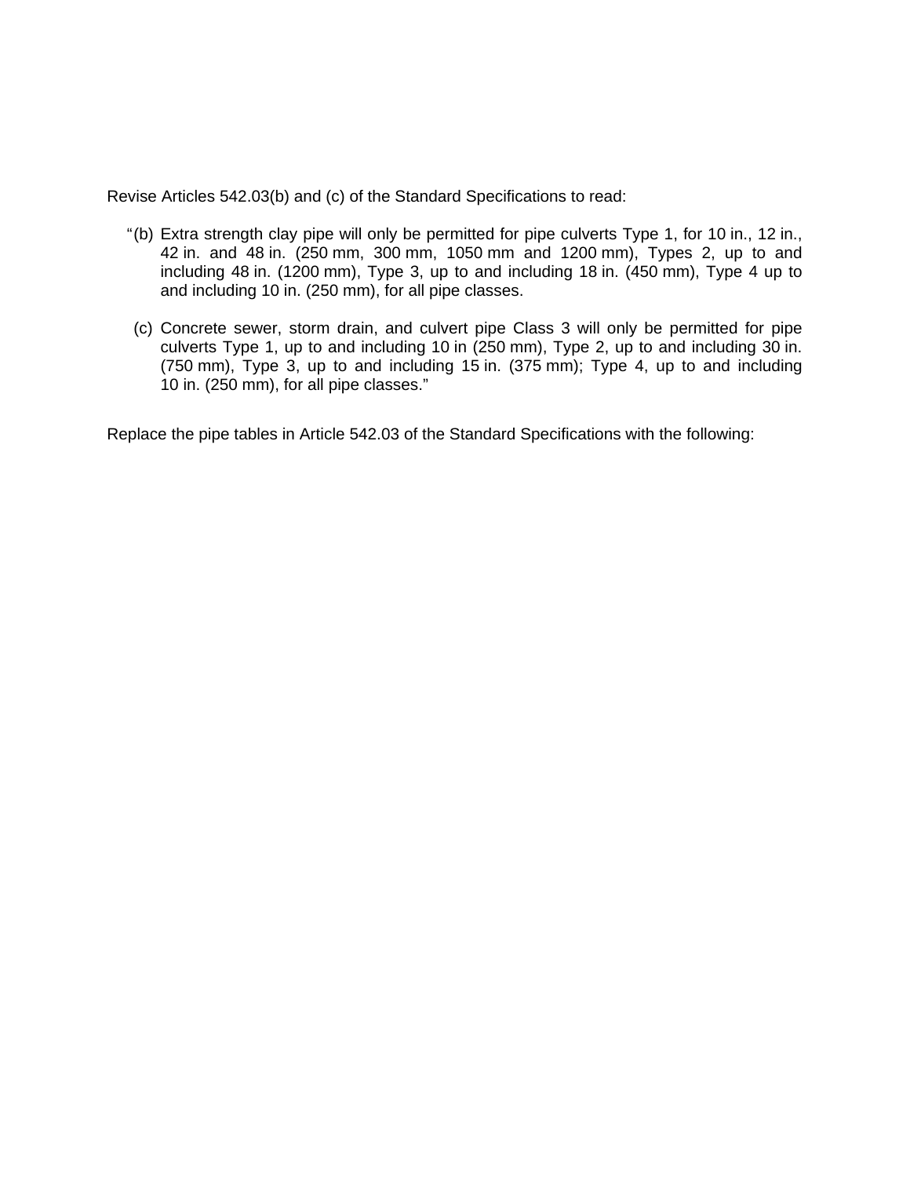Revise Articles 542.03(b) and (c) of the Standard Specifications to read:

"(b) Extra strength clay pipe will only be permitted for pipe culverts Type 1, for 10 in., 12 in., 42 in. and 48 in. (250 mm, 300 mm, 1050 mm and 1200 mm), Types 2, up to and including 48 in. (1200 mm), Type 3, up to and including 18 in. (450 mm), Type 4 up to and including 10 in. (250 mm), for all pipe classes.

(c) Concrete sewer, storm drain, and culvert pipe Class 3 will only be permitted for pipe culverts Type 1, up to and including 10 in (250 mm), Type 2, up to and including 30 in. (750 mm), Type 3, up to and including 15 in. (375 mm); Type 4, up to and including 10 in. (250 mm), for all pipe classes."

Replace the pipe tables in Article 542.03 of the Standard Specifications with the following: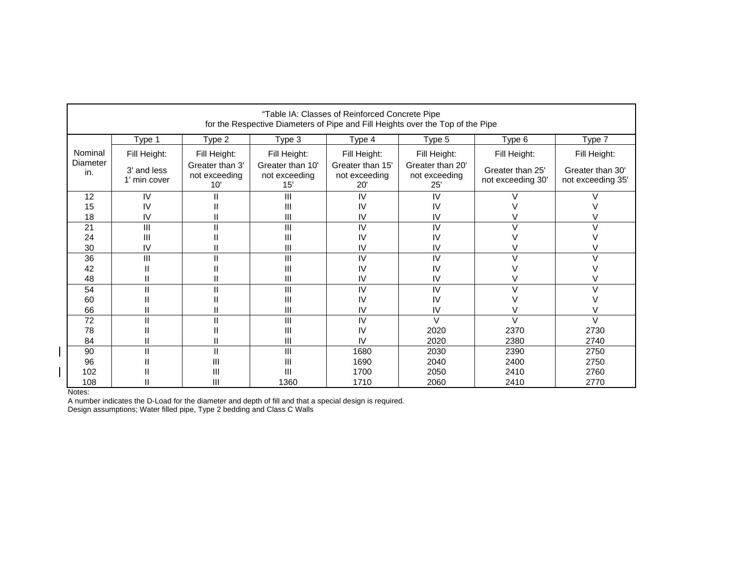"Table IA: Classes of Reinforced Concrete Pipe
for the Respective Diameters of Pipe and Fill Heights over the Top of the Pipe

| | Type 1 | Type 2 | Type 3 | Type 4 | Type 5 | Type 6 | Type 7 |
|---|---|---|---|---|---|---|---|
| Nominal Diameter in. | Fill Height: 3' and less 1' min cover | Fill Height: Greater than 3' not exceeding 10' | Fill Height: Greater than 10' not exceeding 15' | Fill Height: Greater than 15' not exceeding 20' | Fill Height: Greater than 20' not exceeding 25' | Fill Height: Greater than 25' not exceeding 30' | Fill Height: Greater than 30' not exceeding 35' |
| 12 | IV | II | III | IV | IV | V | V |
| 15 | IV | II | III | IV | IV | V | V |
| 18 | IV | II | III | IV | IV | V | V |
| 21 | III | II | III | IV | IV | V | V |
| 24 | III | II | III | IV | IV | V | V |
| 30 | IV | II | III | IV | IV | V | V |
| 36 | III | II | III | IV | IV | V | V |
| 42 | II | II | III | IV | IV | V | V |
| 48 | II | II | III | IV | IV | V | V |
| 54 | II | II | III | IV | IV | V | V |
| 60 | II | II | III | IV | IV | V | V |
| 66 | II | II | III | IV | IV | V | V |
| 72 | II | II | III | IV | V | V | V |
| 78 | II | II | III | IV | 2020 | 2370 | 2730 |
| 84 | II | II | III | IV | 2020 | 2380 | 2740 |
| 90 | II | II | III | 1680 | 2030 | 2390 | 2750 |
| 96 | II | III | III | 1690 | 2040 | 2400 | 2750 |
| 102 | II | III | III | 1700 | 2050 | 2410 | 2760 |
| 108 | II | III | 1360 | 1710 | 2060 | 2410 | 2770 |

Notes:

A number indicates the D-Load for the diameter and depth of fill and that a special design is required.

Design assumptions; Water filled pipe, Type 2 bedding and Class C Walls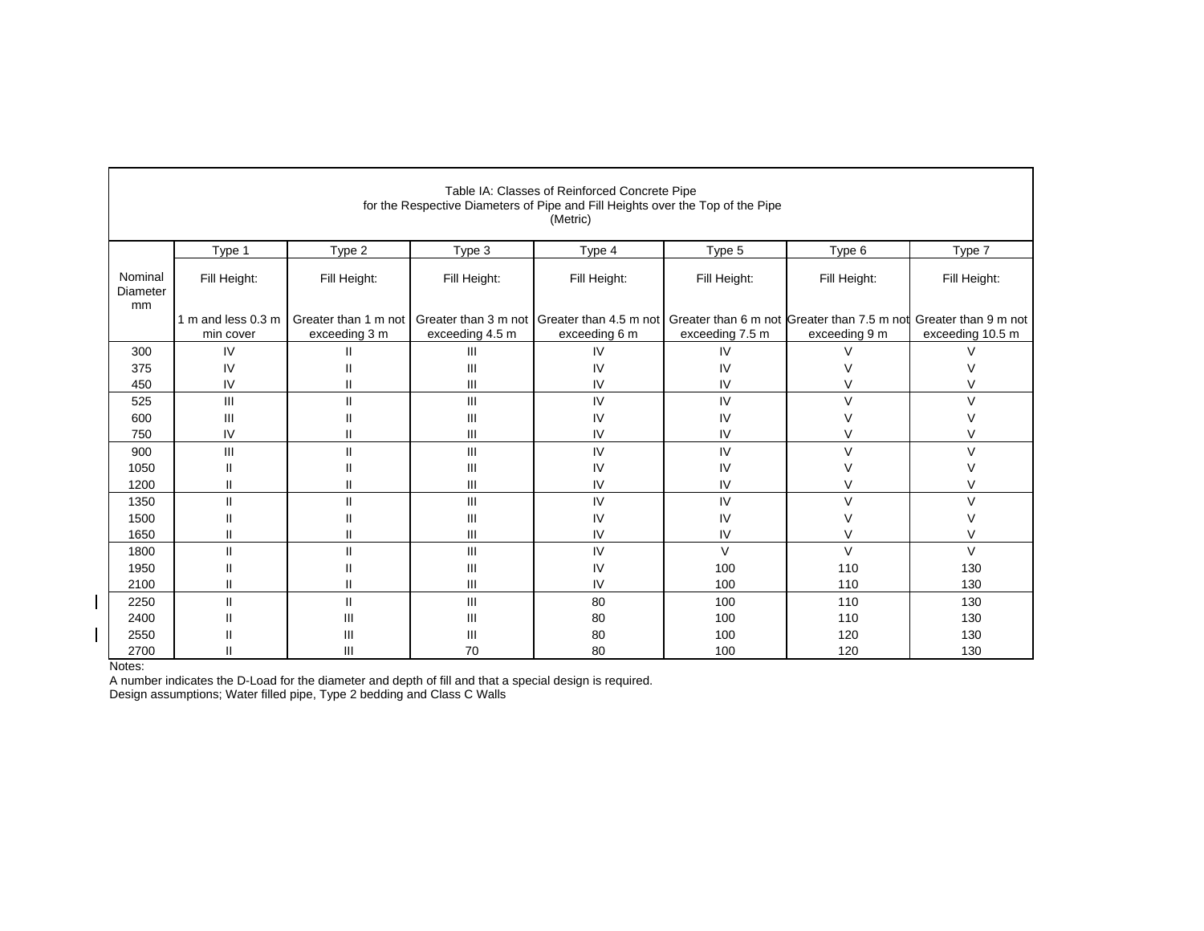Table IA: Classes of Reinforced Concrete Pipe
for the Respective Diameters of Pipe and Fill Heights over the Top of the Pipe
(Metric)

| Nominal Diameter mm | Type 1 | Type 2 | Type 3 | Type 4 | Type 5 | Type 6 | Type 7 |
|---|---|---|---|---|---|---|---|
| | Fill Height: 1 m and less 0.3 m min cover | Fill Height: Greater than 1 m not exceeding 3 m | Fill Height: Greater than 3 m not exceeding 4.5 m | Fill Height: Greater than 4.5 m not exceeding 6 m | Fill Height: Greater than 6 m not exceeding 7.5 m | Fill Height: Greater than 7.5 m not exceeding 9 m | Fill Height: Greater than 9 m not exceeding 10.5 m |
| 300 | IV | II | III | IV | IV | V | V |
| 375 | IV | II | III | IV | IV | V | V |
| 450 | IV | II | III | IV | IV | V | V |
| 525 | III | II | III | IV | IV | V | V |
| 600 | III | II | III | IV | IV | V | V |
| 750 | IV | II | III | IV | IV | V | V |
| 900 | III | II | III | IV | IV | V | V |
| 1050 | II | II | III | IV | IV | V | V |
| 1200 | II | II | III | IV | IV | V | V |
| 1350 | II | II | III | IV | IV | V | V |
| 1500 | II | II | III | IV | IV | V | V |
| 1650 | II | II | III | IV | IV | V | V |
| 1800 | II | II | III | IV | V | V | V |
| 1950 | II | II | III | IV | 100 | 110 | 130 |
| 2100 | II | II | III | IV | 100 | 110 | 130 |
| 2250 | II | II | III | 80 | 100 | 110 | 130 |
| 2400 | II | III | III | 80 | 100 | 110 | 130 |
| 2550 | II | III | III | 80 | 100 | 120 | 130 |
| 2700 | II | III | 70 | 80 | 100 | 120 | 130 |

Notes:

A number indicates the D-Load for the diameter and depth of fill and that a special design is required.

Design assumptions; Water filled pipe, Type 2 bedding and Class C Walls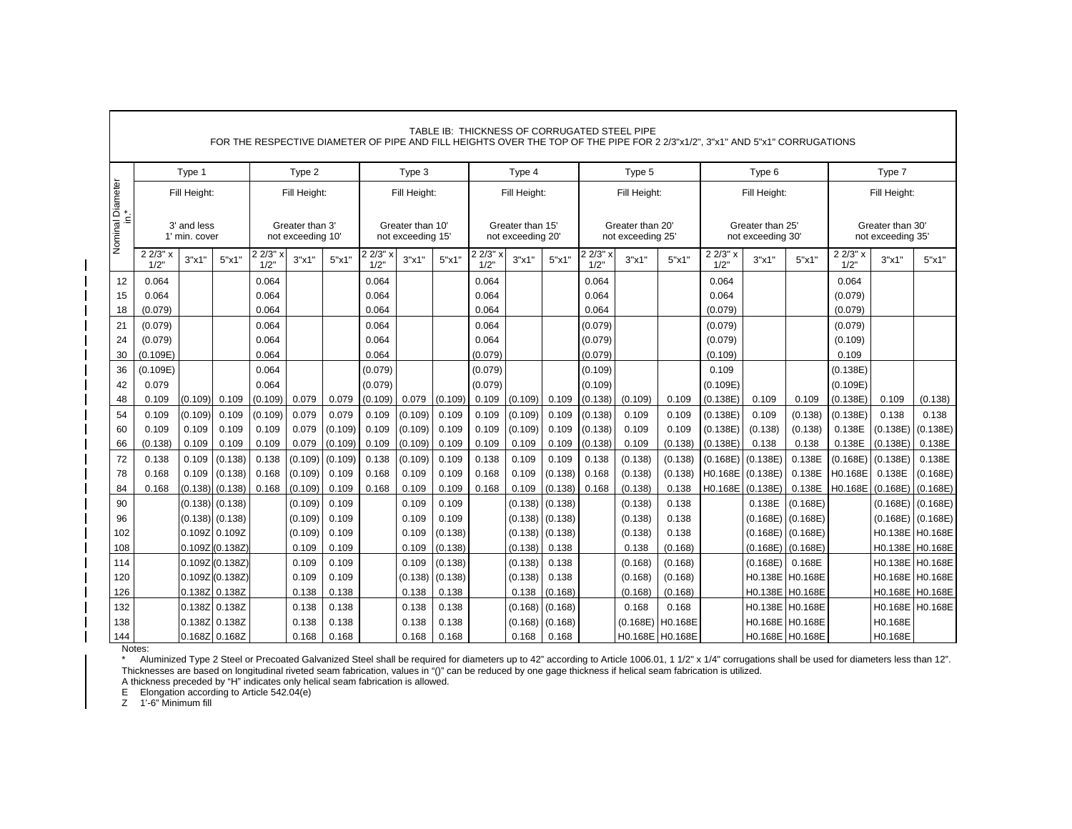TABLE IB: THICKNESS OF CORRUGATED STEEL PIPE
FOR THE RESPECTIVE DIAMETER OF PIPE AND FILL HEIGHTS OVER THE TOP OF THE PIPE FOR 2 2/3"x1/2", 3"x1" AND 5"x1" CORRUGATIONS

| Nominal Diameter in.* | Type 1 | | | Type 2 | | | Type 3 | | | Type 4 | | | Type 5 | | | Type 6 | | | Type 7 | | |
|---|---|---|---|---|---|---|---|---|---|---|---|---|---|---|---|---|---|---|---|---|---|
| | Fill Height: 3' and less 1' min. cover | | | Fill Height: Greater than 3' not exceeding 10' | | | Fill Height: Greater than 10' not exceeding 15' | | | Fill Height: Greater than 15' not exceeding 20' | | | Fill Height: Greater than 20' not exceeding 25' | | | Fill Height: Greater than 25' not exceeding 30' | | | Fill Height: Greater than 30' not exceeding 35' | | |
| | 2 2/3" x 1/2" | 3"x1" | 5"x1" | 2 2/3" x 1/2" | 3"x1" | 5"x1" | 2 2/3" x 1/2" | 3"x1" | 5"x1" | 2 2/3" x 1/2" | 3"x1" | 5"x1" | 2 2/3" x 1/2" | 3"x1" | 5"x1" | 2 2/3" x 1/2" | 3"x1" | 5"x1" | 2 2/3" x 1/2" | 3"x1" | 5"x1" |
| 12 | 0.064 | | | 0.064 | | | 0.064 | | | 0.064 | | | 0.064 | | | 0.064 | | | 0.064 | | |
| 15 | 0.064 | | | 0.064 | | | 0.064 | | | 0.064 | | | 0.064 | | | 0.064 | | | (0.079) | | |
| 18 | (0.079) | | | 0.064 | | | 0.064 | | | 0.064 | | | 0.064 | | | (0.079) | | | (0.079) | | |
| 21 | (0.079) | | | 0.064 | | | 0.064 | | | 0.064 | | | (0.079) | | | (0.079) | | | (0.079) | | |
| 24 | (0.079) | | | 0.064 | | | 0.064 | | | 0.064 | | | (0.079) | | | (0.079) | | | (0.109) | | |
| 30 | (0.109E) | | | 0.064 | | | 0.064 | | | (0.079) | | | (0.079) | | | (0.109) | | | 0.109 | | |
| 36 | (0.109E) | | | 0.064 | | | (0.079) | | | (0.079) | | | (0.109) | | | 0.109 | | | (0.138E) | | |
| 42 | 0.079 | | | 0.064 | | | (0.079) | | | (0.079) | | | (0.109) | | | (0.109E) | | | (0.109E) | | |
| 48 | 0.109 | (0.109) | 0.109 | (0.109) | 0.079 | 0.079 | (0.109) | 0.079 | (0.109) | 0.109 | (0.109) | 0.109 | (0.138) | (0.109) | 0.109 | (0.138E) | 0.109 | 0.109 | (0.138E) | 0.109 | (0.138) |
| 54 | 0.109 | (0.109) | 0.109 | (0.109) | 0.079 | 0.079 | 0.109 | (0.109) | 0.109 | 0.109 | (0.109) | 0.109 | (0.138) | 0.109 | 0.109 | (0.138E) | 0.109 | (0.138) | (0.138E) | 0.138 | 0.138 |
| 60 | 0.109 | 0.109 | 0.109 | 0.109 | 0.079 | (0.109) | 0.109 | (0.109) | 0.109 | 0.109 | (0.109) | 0.109 | (0.138) | 0.109 | 0.109 | (0.138E) | (0.138) | (0.138) | 0.138E | (0.138E) | (0.138E) |
| 66 | (0.138) | 0.109 | 0.109 | 0.109 | 0.079 | (0.109) | 0.109 | (0.109) | 0.109 | 0.109 | 0.109 | 0.109 | (0.138) | 0.109 | (0.138) | (0.138E) | 0.138 | 0.138 | 0.138E | (0.138E) | 0.138E |
| 72 | 0.138 | 0.109 | (0.138) | 0.138 | (0.109) | (0.109) | 0.138 | (0.109) | 0.109 | 0.138 | 0.109 | 0.109 | 0.138 | (0.138) | (0.138) | (0.168E) | (0.138E) | 0.138E | (0.168E) | (0.138E) | 0.138E |
| 78 | 0.168 | 0.109 | (0.138) | 0.168 | (0.109) | 0.109 | 0.168 | 0.109 | 0.109 | 0.168 | 0.109 | (0.138) | 0.168 | (0.138) | (0.138) | H0.168E | (0.138E) | 0.138E | H0.168E | 0.138E | (0.168E) |
| 84 | 0.168 | (0.138) | (0.138) | 0.168 | (0.109) | 0.109 | 0.168 | 0.109 | 0.109 | 0.168 | 0.109 | (0.138) | 0.168 | (0.138) | 0.138 | H0.168E | (0.138E) | 0.138E | H0.168E | (0.168E) | (0.168E) |
| 90 | | (0.138) | (0.138) | | (0.109) | 0.109 | | 0.109 | 0.109 | | (0.138) | (0.138) | | (0.138) | 0.138 | | 0.138E | (0.168E) | | (0.168E) | (0.168E) |
| 96 | | (0.138) | (0.138) | | (0.109) | 0.109 | | 0.109 | 0.109 | | (0.138) | (0.138) | | (0.138) | 0.138 | | (0.168E) | (0.168E) | | (0.168E) | (0.168E) |
| 102 | | 0.109Z | 0.109Z | | (0.109) | 0.109 | | 0.109 | (0.138) | | (0.138) | (0.138) | | (0.138) | 0.138 | | (0.168E) | (0.168E) | | H0.138E | H0.168E |
| 108 | | 0.109Z | (0.138Z) | | 0.109 | 0.109 | | 0.109 | (0.138) | | (0.138) | 0.138 | | 0.138 | (0.168) | | (0.168E) | (0.168E) | | H0.138E | H0.168E |
| 114 | | 0.109Z | (0.138Z) | | 0.109 | 0.109 | | 0.109 | (0.138) | | (0.138) | 0.138 | | (0.168) | (0.168) | | (0.168E) | 0.168E | | H0.138E | H0.168E |
| 120 | | 0.109Z | (0.138Z) | | 0.109 | 0.109 | | (0.138) | (0.138) | | (0.138) | 0.138 | | (0.168) | (0.168) | | H0.138E | H0.168E | | H0.168E | H0.168E |
| 126 | | 0.138Z | 0.138Z | | 0.138 | 0.138 | | 0.138 | 0.138 | | 0.138 | (0.168) | | (0.168) | (0.168) | | H0.138E | H0.168E | | H0.168E | H0.168E |
| 132 | | 0.138Z | 0.138Z | | 0.138 | 0.138 | | 0.138 | 0.138 | | (0.168) | (0.168) | | 0.168 | 0.168 | | H0.138E | H0.168E | | H0.168E | H0.168E |
| 138 | | 0.138Z | 0.138Z | | 0.138 | 0.138 | | 0.138 | 0.138 | | (0.168) | (0.168) | | (0.168E) | H0.168E | | H0.168E | H0.168E | | H0.168E | |
| 144 | | 0.168Z | 0.168Z | | 0.168 | 0.168 | | 0.168 | 0.168 | | 0.168 | 0.168 | | H0.168E | H0.168E | | H0.168E | H0.168E | | H0.168E | |

Notes:

\* Aluminized Type 2 Steel or Precoated Galvanized Steel shall be required for diameters up to 42" according to Article 1006.01, 1 1/2" x 1/4" corrugations shall be used for diameters less than 12". Thicknesses are based on longitudinal riveted seam fabrication, values in "()" can be reduced by one gage thickness if helical seam fabrication is utilized.

A thickness preceded by "H" indicates only helical seam fabrication is allowed.

E Elongation according to Article 542.04(e)

Z 1'-6" Minimum fill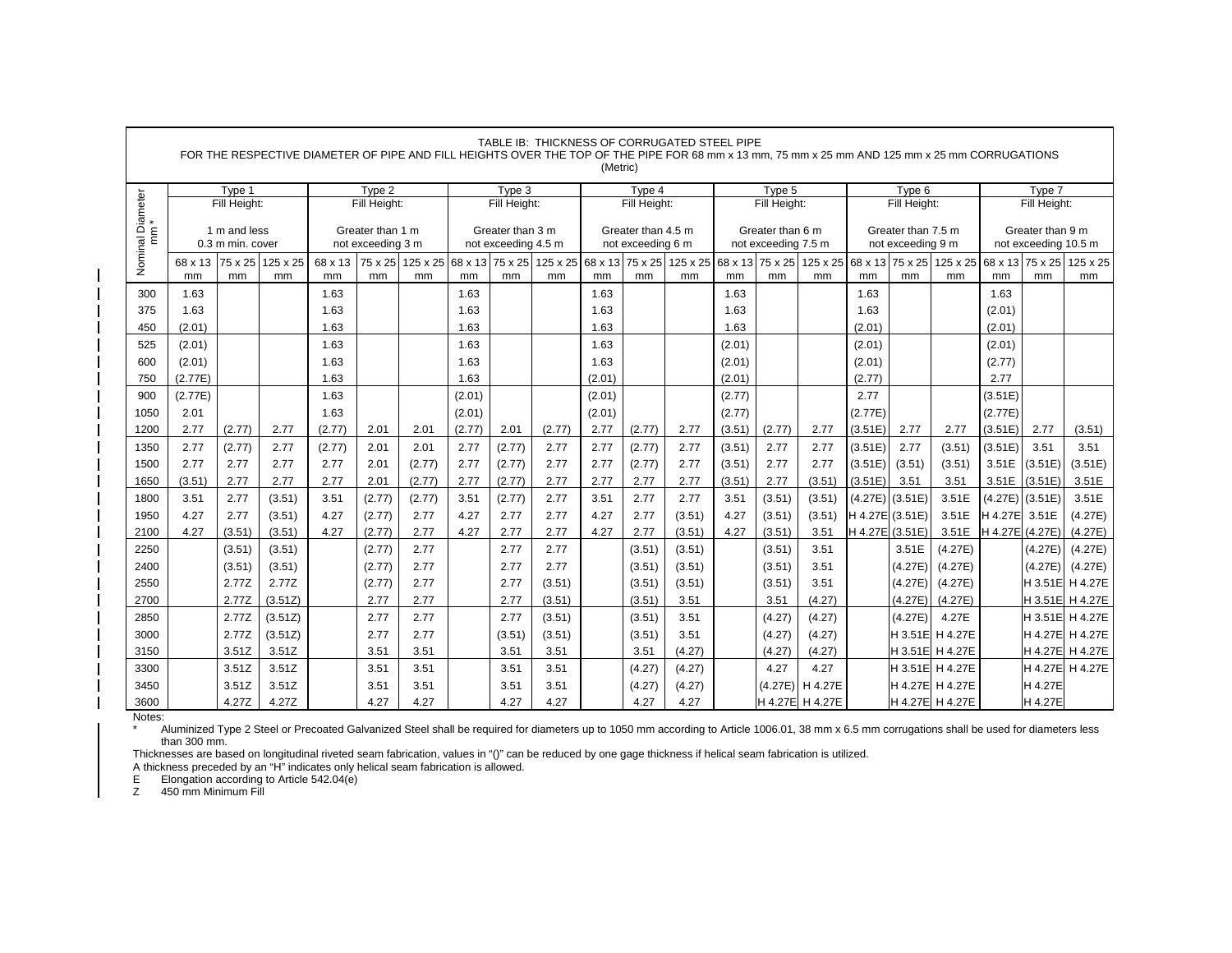TABLE IB: THICKNESS OF CORRUGATED STEEL PIPE
FOR THE RESPECTIVE DIAMETER OF PIPE AND FILL HEIGHTS OVER THE TOP OF THE PIPE FOR 68 mm x 13 mm, 75 mm x 25 mm AND 125 mm x 25 mm CORRUGATIONS
(Metric)

| Nominal Diameter mm * | Type 1 | | | Type 2 | | | Type 3 | | | Type 4 | | | Type 5 | | | Type 6 | | | Type 7 | | |
|---|---|---|---|---|---|---|---|---|---|---|---|---|---|---|---|---|---|---|---|---|---|
| | Fill Height: 1 m and less 0.3 m min. cover | | | Fill Height: Greater than 1 m not exceeding 3 m | | | Fill Height: Greater than 3 m not exceeding 4.5 m | | | Fill Height: Greater than 4.5 m not exceeding 6 m | | | Fill Height: Greater than 6 m not exceeding 7.5 m | | | Fill Height: Greater than 7.5 m not exceeding 9 m | | | Fill Height: Greater than 9 m not exceeding 10.5 m | | |
| | 68 x 13 mm | 75 x 25 mm | 125 x 25 mm | 68 x 13 mm | 75 x 25 mm | 125 x 25 mm | 68 x 13 mm | 75 x 25 mm | 125 x 25 mm | 68 x 13 mm | 75 x 25 mm | 125 x 25 mm | 68 x 13 mm | 75 x 25 mm | 125 x 25 mm | 68 x 13 mm | 75 x 25 mm | 125 x 25 mm | 68 x 13 mm | 75 x 25 mm | 125 x 25 mm |
| 300 | 1.63 | | | 1.63 | | | 1.63 | | | 1.63 | | | 1.63 | | | 1.63 | | | 1.63 | | |
| 375 | 1.63 | | | 1.63 | | | 1.63 | | | 1.63 | | | 1.63 | | | 1.63 | | | (2.01) | | |
| 450 | (2.01) | | | 1.63 | | | 1.63 | | | 1.63 | | | 1.63 | | | (2.01) | | | (2.01) | | |
| 525 | (2.01) | | | 1.63 | | | 1.63 | | | 1.63 | | | (2.01) | | | (2.01) | | | (2.01) | | |
| 600 | (2.01) | | | 1.63 | | | 1.63 | | | 1.63 | | | (2.01) | | | (2.01) | | | (2.77) | | |
| 750 | (2.77E) | | | 1.63 | | | 1.63 | | | (2.01) | | | (2.01) | | | (2.77) | | | 2.77 | | |
| 900 | (2.77E) | | | 1.63 | | | (2.01) | | | (2.01) | | | (2.77) | | | 2.77 | | | (3.51E) | | |
| 1050 | 2.01 | | | 1.63 | | | (2.01) | | | (2.01) | | | (2.77) | | | (2.77E) | | | (2.77E) | | |
| 1200 | 2.77 | (2.77) | 2.77 | (2.77) | 2.01 | 2.01 | (2.77) | 2.01 | (2.77) | 2.77 | (2.77) | 2.77 | (3.51) | (2.77) | 2.77 | (3.51E) | 2.77 | 2.77 | (3.51E) | 2.77 | (3.51) |
| 1350 | 2.77 | (2.77) | 2.77 | (2.77) | 2.01 | 2.01 | 2.77 | (2.77) | 2.77 | 2.77 | (2.77) | 2.77 | (3.51) | 2.77 | 2.77 | (3.51E) | 2.77 | (3.51) | (3.51E) | 3.51 | 3.51 |
| 1500 | 2.77 | 2.77 | 2.77 | 2.77 | 2.01 | (2.77) | 2.77 | (2.77) | 2.77 | 2.77 | (2.77) | 2.77 | (3.51) | 2.77 | 2.77 | (3.51E) | (3.51) | (3.51) | 3.51E | (3.51E) | (3.51E) |
| 1650 | (3.51) | 2.77 | 2.77 | 2.77 | 2.01 | (2.77) | 2.77 | (2.77) | 2.77 | 2.77 | 2.77 | 2.77 | (3.51) | 2.77 | (3.51) | (3.51E) | 3.51 | 3.51 | 3.51E | (3.51E) | 3.51E |
| 1800 | 3.51 | 2.77 | (3.51) | 3.51 | (2.77) | (2.77) | 3.51 | (2.77) | 2.77 | 3.51 | 2.77 | 2.77 | 3.51 | (3.51) | (3.51) | (4.27E) | (3.51E) | 3.51E | (4.27E) | (3.51E) | 3.51E |
| 1950 | 4.27 | 2.77 | (3.51) | 4.27 | (2.77) | 2.77 | 4.27 | 2.77 | 2.77 | 4.27 | 2.77 | (3.51) | 4.27 | (3.51) | (3.51) | H 4.27E | (3.51E) | 3.51E | H 4.27E | 3.51E | (4.27E) |
| 2100 | 4.27 | (3.51) | (3.51) | 4.27 | (2.77) | 2.77 | 4.27 | 2.77 | 2.77 | 4.27 | 2.77 | (3.51) | 4.27 | (3.51) | 3.51 | H 4.27E | (3.51E) | 3.51E | H 4.27E | (4.27E) | (4.27E) |
| 2250 | | (3.51) | (3.51) | | (2.77) | 2.77 | | 2.77 | 2.77 | | (3.51) | (3.51) | | (3.51) | 3.51 | | 3.51E | (4.27E) | | (4.27E) | (4.27E) |
| 2400 | | (3.51) | (3.51) | | (2.77) | 2.77 | | 2.77 | 2.77 | | (3.51) | (3.51) | | (3.51) | 3.51 | | (4.27E) | (4.27E) | | (4.27E) | (4.27E) |
| 2550 | | 2.77Z | 2.77Z | | (2.77) | 2.77 | | 2.77 | (3.51) | | (3.51) | (3.51) | | (3.51) | 3.51 | | (4.27E) | (4.27E) | | H 3.51E | H 4.27E |
| 2700 | | 2.77Z | (3.51Z) | | 2.77 | 2.77 | | 2.77 | (3.51) | | (3.51) | 3.51 | | 3.51 | (4.27) | | (4.27E) | (4.27E) | | H 3.51E | H 4.27E |
| 2850 | | 2.77Z | (3.51Z) | | 2.77 | 2.77 | | 2.77 | (3.51) | | (3.51) | 3.51 | | (4.27) | (4.27) | | (4.27E) | 4.27E | | H 3.51E | H 4.27E |
| 3000 | | 2.77Z | (3.51Z) | | 2.77 | 2.77 | | (3.51) | (3.51) | | (3.51) | 3.51 | | (4.27) | (4.27) | | H 3.51E | H 4.27E | | H 4.27E | H 4.27E |
| 3150 | | 3.51Z | 3.51Z | | 3.51 | 3.51 | | 3.51 | 3.51 | | 3.51 | (4.27) | | (4.27) | (4.27) | | H 3.51E | H 4.27E | | H 4.27E | H 4.27E |
| 3300 | | 3.51Z | 3.51Z | | 3.51 | 3.51 | | 3.51 | 3.51 | | (4.27) | (4.27) | | 4.27 | 4.27 | | H 3.51E | H 4.27E | | H 4.27E | H 4.27E |
| 3450 | | 3.51Z | 3.51Z | | 3.51 | 3.51 | | 3.51 | 3.51 | | (4.27) | (4.27) | | (4.27E) | H 4.27E | | H 4.27E | H 4.27E | | H 4.27E | |
| 3600 | | 4.27Z | 4.27Z | | 4.27 | 4.27 | | 4.27 | 4.27 | | 4.27 | 4.27 | | H 4.27E | H 4.27E | | H 4.27E | H 4.27E | | H 4.27E | |

Notes:

\* Aluminized Type 2 Steel or Precoated Galvanized Steel shall be required for diameters up to 1050 mm according to Article 1006.01, 38 mm x 6.5 mm corrugations shall be used for diameters less than 300 mm.

Thicknesses are based on longitudinal riveted seam fabrication, values in "()" can be reduced by one gage thickness if helical seam fabrication is utilized.

A thickness preceded by an "H" indicates only helical seam fabrication is allowed.

E Elongation according to Article 542.04(e)

Z 450 mm Minimum Fill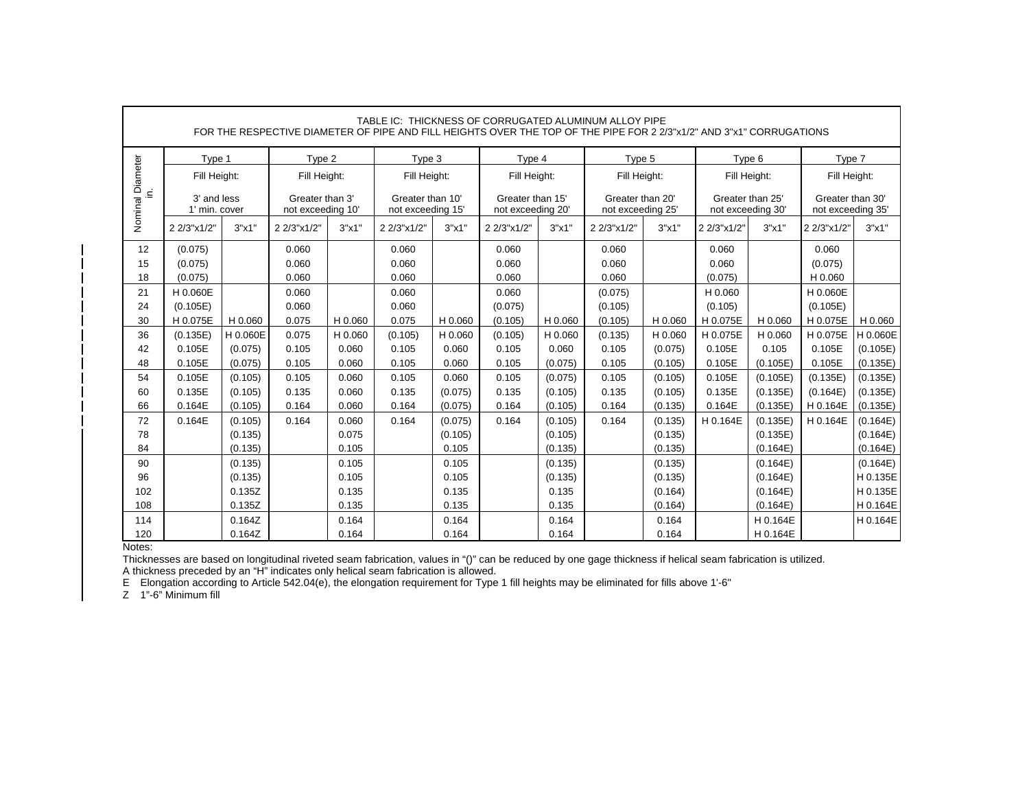| TABLE IC: THICKNESS OF CORRUGATED ALUMINUM ALLOY PIPE FOR THE RESPECTIVE DIAMETER OF PIPE AND FILL HEIGHTS OVER THE TOP OF THE PIPE FOR 2 2/3"x1/2" AND 3"x1" CORRUGATIONS | | | | | | | | | | | | | | |
|---|---|---|---|---|---|---|---|---|---|---|---|---|---|---|
| Nominal Diameter in. | Type 1 | | Type 2 | | Type 3 | | Type 4 | | Type 5 | | Type 6 | | Type 7 | |
| | Fill Height: 3' and less 1' min. cover | | Fill Height: Greater than 3' not exceeding 10' | | Fill Height: Greater than 10' not exceeding 15' | | Fill Height: Greater than 15' not exceeding 20' | | Fill Height: Greater than 20' not exceeding 25' | | Fill Height: Greater than 25' not exceeding 30' | | Fill Height: Greater than 30' not exceeding 35' | |
| | 2 2/3"x1/2" | 3"x1" | 2 2/3"x1/2" | 3"x1" | 2 2/3"x1/2" | 3"x1" | 2 2/3"x1/2" | 3"x1" | 2 2/3"x1/2" | 3"x1" | 2 2/3"x1/2" | 3"x1" | 2 2/3"x1/2" | 3"x1" |
| 12 | (0.075) | | 0.060 | | 0.060 | | 0.060 | | 0.060 | | 0.060 | | 0.060 | |
| 15 | (0.075) | | 0.060 | | 0.060 | | 0.060 | | 0.060 | | 0.060 | | (0.075) | |
| 18 | (0.075) | | 0.060 | | 0.060 | | 0.060 | | 0.060 | | (0.075) | | H 0.060 | |
| 21 | H 0.060E | | 0.060 | | 0.060 | | 0.060 | | (0.075) | | H 0.060 | | H 0.060E | |
| 24 | (0.105E) | | 0.060 | | 0.060 | | (0.075) | | (0.105) | | (0.105) | | (0.105E) | |
| 30 | H 0.075E | H 0.060 | 0.075 | H 0.060 | 0.075 | H 0.060 | (0.105) | H 0.060 | (0.105) | H 0.060 | H 0.075E | H 0.060 | H 0.075E | H 0.060 |
| 36 | (0.135E) | H 0.060E | 0.075 | H 0.060 | (0.105) | H 0.060 | (0.105) | H 0.060 | (0.135) | H 0.060 | H 0.075E | H 0.060 | H 0.075E | H 0.060E |
| 42 | 0.105E | (0.075) | 0.105 | 0.060 | 0.105 | 0.060 | 0.105 | 0.060 | 0.105 | (0.075) | 0.105E | 0.105 | 0.105E | (0.105E) |
| 48 | 0.105E | (0.075) | 0.105 | 0.060 | 0.105 | 0.060 | 0.105 | (0.075) | 0.105 | (0.105) | 0.105E | (0.105E) | 0.105E | (0.135E) |
| 54 | 0.105E | (0.105) | 0.105 | 0.060 | 0.105 | 0.060 | 0.105 | (0.075) | 0.105 | (0.105) | 0.105E | (0.105E) | (0.135E) | (0.135E) |
| 60 | 0.135E | (0.105) | 0.135 | 0.060 | 0.135 | (0.075) | 0.135 | (0.105) | 0.135 | (0.105) | 0.135E | (0.135E) | (0.164E) | (0.135E) |
| 66 | 0.164E | (0.105) | 0.164 | 0.060 | 0.164 | (0.075) | 0.164 | (0.105) | 0.164 | (0.135) | 0.164E | (0.135E) | H 0.164E | (0.135E) |
| 72 | 0.164E | (0.105) | 0.164 | 0.060 | 0.164 | (0.075) | 0.164 | (0.105) | 0.164 | (0.135) | H 0.164E | (0.135E) | H 0.164E | (0.164E) |
| 78 | | (0.135) | | 0.075 | | (0.105) | | (0.105) | | (0.135) | | (0.135E) | | (0.164E) |
| 84 | | (0.135) | | 0.105 | | 0.105 | | (0.135) | | (0.135) | | (0.164E) | | (0.164E) |
| 90 | | (0.135) | | 0.105 | | 0.105 | | (0.135) | | (0.135) | | (0.164E) | | (0.164E) |
| 96 | | (0.135) | | 0.105 | | 0.105 | | (0.135) | | (0.135) | | (0.164E) | | H 0.135E |
| 102 | | 0.135Z | | 0.135 | | 0.135 | | 0.135 | | (0.164) | | (0.164E) | | H 0.135E |
| 108 | | 0.135Z | | 0.135 | | 0.135 | | 0.135 | | (0.164) | | (0.164E) | | H 0.164E |
| 114 | | 0.164Z | | 0.164 | | 0.164 | | 0.164 | | 0.164 | | H 0.164E | | H 0.164E |
| 120 | | 0.164Z | | 0.164 | | 0.164 | | 0.164 | | 0.164 | | H 0.164E | | |

Notes:

Thicknesses are based on longitudinal riveted seam fabrication, values in "()" can be reduced by one gage thickness if helical seam fabrication is utilized.

A thickness preceded by an "H" indicates only helical seam fabrication is allowed.

E Elongation according to Article 542.04(e), the elongation requirement for Type 1 fill heights may be eliminated for fills above 1'-6"

Z 1"-6" Minimum fill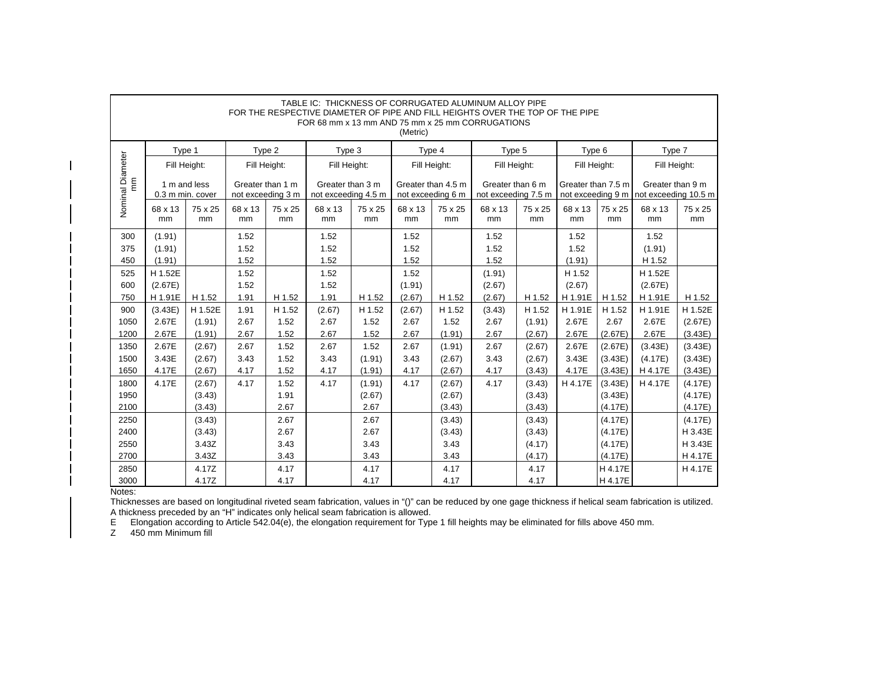TABLE IC: THICKNESS OF CORRUGATED ALUMINUM ALLOY PIPE
FOR THE RESPECTIVE DIAMETER OF PIPE AND FILL HEIGHTS OVER THE TOP OF THE PIPE
FOR 68 mm x 13 mm AND 75 mm x 25 mm CORRUGATIONS
(Metric)

| Nominal Diameter mm | Type 1 | | Type 2 | | Type 3 | | Type 4 | | Type 5 | | Type 6 | | Type 7 | |
|---|---|---|---|---|---|---|---|---|---|---|---|---|---|---|
| | Fill Height: 1 m and less 0.3 m min. cover | | Fill Height: Greater than 1 m not exceeding 3 m | | Fill Height: Greater than 3 m not exceeding 4.5 m | | Fill Height: Greater than 4.5 m not exceeding 6 m | | Fill Height: Greater than 6 m not exceeding 7.5 m | | Fill Height: Greater than 7.5 m not exceeding 9 m | | Fill Height: Greater than 9 m not exceeding 10.5 m | |
| | 68 x 13 mm | 75 x 25 mm | 68 x 13 mm | 75 x 25 mm | 68 x 13 mm | 75 x 25 mm | 68 x 13 mm | 75 x 25 mm | 68 x 13 mm | 75 x 25 mm | 68 x 13 mm | 75 x 25 mm | 68 x 13 mm | 75 x 25 mm |
| 300 | (1.91) | | 1.52 | | 1.52 | | 1.52 | | 1.52 | | 1.52 | | 1.52 | |
| 375 | (1.91) | | 1.52 | | 1.52 | | 1.52 | | 1.52 | | 1.52 | | (1.91) | |
| 450 | (1.91) | | 1.52 | | 1.52 | | 1.52 | | 1.52 | | (1.91) | | H 1.52 | |
| 525 | H 1.52E | | 1.52 | | 1.52 | | 1.52 | | (1.91) | | H 1.52 | | H 1.52E | |
| 600 | (2.67E) | | 1.52 | | 1.52 | | (1.91) | | (2.67) | | (2.67) | | (2.67E) | |
| 750 | H 1.91E | H 1.52 | 1.91 | H 1.52 | 1.91 | H 1.52 | (2.67) | H 1.52 | (2.67) | H 1.52 | H 1.91E | H 1.52 | H 1.91E | H 1.52 |
| 900 | (3.43E) | H 1.52E | 1.91 | H 1.52 | (2.67) | H 1.52 | (2.67) | H 1.52 | (3.43) | H 1.52 | H 1.91E | H 1.52 | H 1.91E | H 1.52E |
| 1050 | 2.67E | (1.91) | 2.67 | 1.52 | 2.67 | 1.52 | 2.67 | 1.52 | 2.67 | (1.91) | 2.67E | 2.67 | 2.67E | (2.67E) |
| 1200 | 2.67E | (1.91) | 2.67 | 1.52 | 2.67 | 1.52 | 2.67 | (1.91) | 2.67 | (2.67) | 2.67E | (2.67E) | 2.67E | (3.43E) |
| 1350 | 2.67E | (2.67) | 2.67 | 1.52 | 2.67 | 1.52 | 2.67 | (1.91) | 2.67 | (2.67) | 2.67E | (2.67E) | (3.43E) | (3.43E) |
| 1500 | 3.43E | (2.67) | 3.43 | 1.52 | 3.43 | (1.91) | 3.43 | (2.67) | 3.43 | (2.67) | 3.43E | (3.43E) | (4.17E) | (3.43E) |
| 1650 | 4.17E | (2.67) | 4.17 | 1.52 | 4.17 | (1.91) | 4.17 | (2.67) | 4.17 | (3.43) | 4.17E | (3.43E) | H 4.17E | (3.43E) |
| 1800 | 4.17E | (2.67) | 4.17 | 1.52 | 4.17 | (1.91) | 4.17 | (2.67) | 4.17 | (3.43) | H 4.17E | (3.43E) | H 4.17E | (4.17E) |
| 1950 | | (3.43) | | 1.91 | | (2.67) | | (2.67) | | (3.43) | | (3.43E) | | (4.17E) |
| 2100 | | (3.43) | | 2.67 | | 2.67 | | (3.43) | | (3.43) | | (4.17E) | | (4.17E) |
| 2250 | | (3.43) | | 2.67 | | 2.67 | | (3.43) | | (3.43) | | (4.17E) | | (4.17E) |
| 2400 | | (3.43) | | 2.67 | | 2.67 | | (3.43) | | (3.43) | | (4.17E) | | H 3.43E |
| 2550 | | 3.43Z | | 3.43 | | 3.43 | | 3.43 | | (4.17) | | (4.17E) | | H 3.43E |
| 2700 | | 3.43Z | | 3.43 | | 3.43 | | 3.43 | | (4.17) | | (4.17E) | | H 4.17E |
| 2850 | | 4.17Z | | 4.17 | | 4.17 | | 4.17 | | 4.17 | | H 4.17E | | H 4.17E |
| 3000 | | 4.17Z | | 4.17 | | 4.17 | | 4.17 | | 4.17 | | H 4.17E | | |

Notes:

Thicknesses are based on longitudinal riveted seam fabrication, values in "()" can be reduced by one gage thickness if helical seam fabrication is utilized.
A thickness preceded by an "H" indicates only helical seam fabrication is allowed.

E Elongation according to Article 542.04(e), the elongation requirement for Type 1 fill heights may be eliminated for fills above 450 mm.

Z 450 mm Minimum fill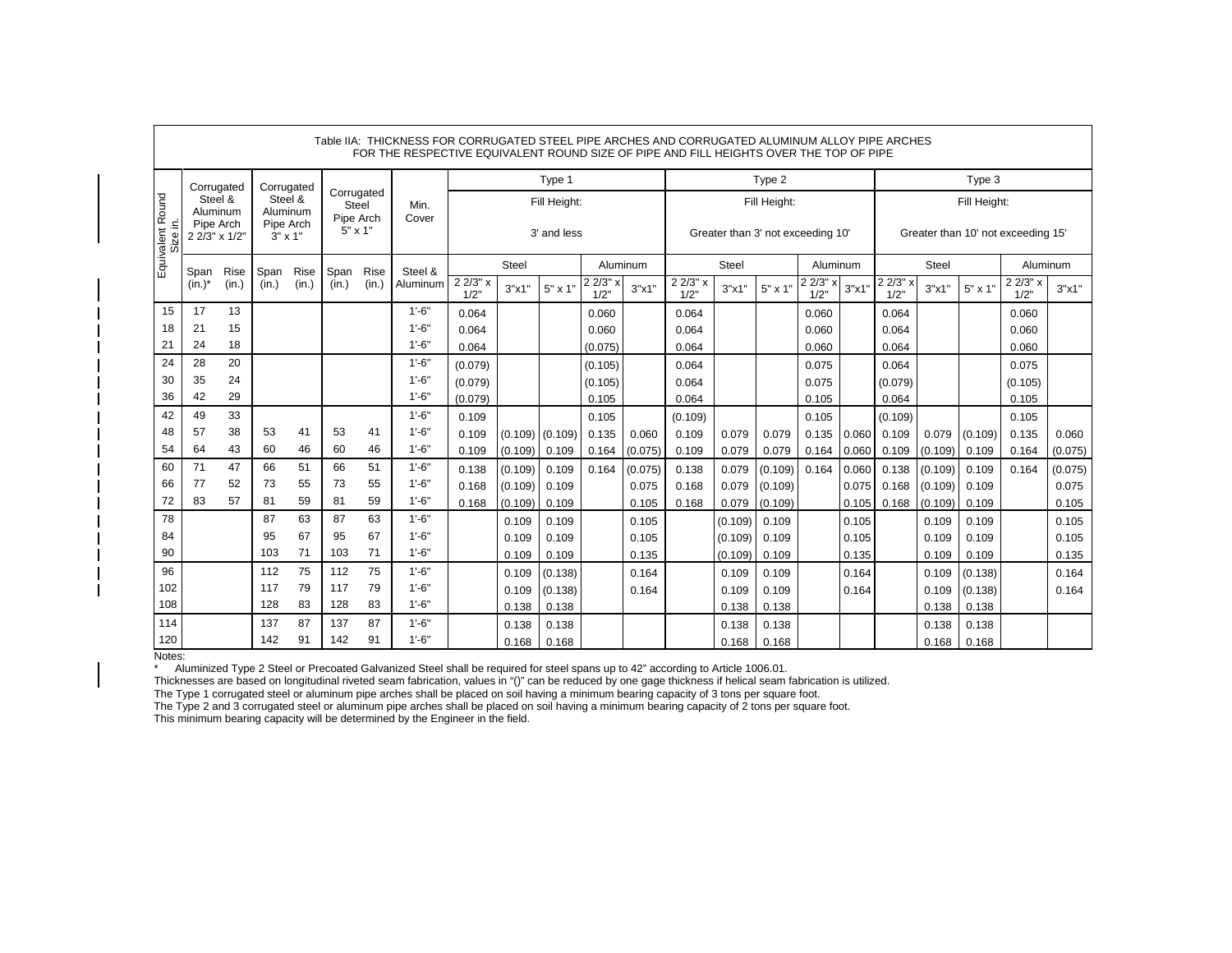Table IIA: THICKNESS FOR CORRUGATED STEEL PIPE ARCHES AND CORRUGATED ALUMINUM ALLOY PIPE ARCHES FOR THE RESPECTIVE EQUIVALENT ROUND SIZE OF PIPE AND FILL HEIGHTS OVER THE TOP OF PIPE

| Equivalent Round Size in. | Corrugated Steel & Aluminum Pipe Arch 2 2/3" x 1/2" | | Corrugated Steel & Aluminum Pipe Arch 3" x 1" | | Corrugated Steel Pipe Arch 5" x 1" | | Min. Cover | Type 1 Fill Height: 3' and less | | | | | Type 2 Fill Height: Greater than 3' not exceeding 10' | | | | | Type 3 Fill Height: Greater than 10' not exceeding 15' | | | | |
|---|---|---|---|---|---|---|---|---|---|---|---|---|---|---|---|---|---|---|---|---|---|---|
| | | | | | | | | Steel | | | Aluminum | | Steel | | | Aluminum | | Steel | | | Aluminum | |
| | Span (in.)* | Rise (in.) | Span (in.) | Rise (in.) | Span (in.) | Rise (in.) | Steel & Aluminum | 2 2/3" x 1/2" | 3"x1" | 5" x 1" | 2 2/3" x 1/2" | 3"x1" | 2 2/3" x 1/2" | 3"x1" | 5" x 1" | 2 2/3" x 1/2" | 3"x1" | 2 2/3" x 1/2" | 3"x1" | 5" x 1" | 2 2/3" x 1/2" | 3"x1" |
| 15 | 17 | 13 | | | | | 1'-6" | 0.064 | | | 0.060 | | 0.064 | | | 0.060 | | 0.064 | | | 0.060 | |
| 18 | 21 | 15 | | | | | 1'-6" | 0.064 | | | 0.060 | | 0.064 | | | 0.060 | | 0.064 | | | 0.060 | |
| 21 | 24 | 18 | | | | | 1'-6" | 0.064 | | | (0.075) | | 0.064 | | | 0.060 | | 0.064 | | | 0.060 | |
| 24 | 28 | 20 | | | | | 1'-6" | (0.079) | | | (0.105) | | 0.064 | | | 0.075 | | 0.064 | | | 0.075 | |
| 30 | 35 | 24 | | | | | 1'-6" | (0.079) | | | (0.105) | | 0.064 | | | 0.075 | | (0.079) | | | (0.105) | |
| 36 | 42 | 29 | | | | | 1'-6" | (0.079) | | | 0.105 | | 0.064 | | | 0.105 | | 0.064 | | | 0.105 | |
| 42 | 49 | 33 | | | | | 1'-6" | 0.109 | | | 0.105 | | (0.109) | | | 0.105 | | (0.109) | | | 0.105 | |
| 48 | 57 | 38 | 53 | 41 | 53 | 41 | 1'-6" | 0.109 | (0.109) | (0.109) | 0.135 | 0.060 | 0.109 | 0.079 | 0.079 | 0.135 | 0.060 | 0.109 | 0.079 | (0.109) | 0.135 | 0.060 |
| 54 | 64 | 43 | 60 | 46 | 60 | 46 | 1'-6" | 0.109 | (0.109) | 0.109 | 0.164 | (0.075) | 0.109 | 0.079 | 0.079 | 0.164 | 0.060 | 0.109 | (0.109) | 0.109 | 0.164 | (0.075) |
| 60 | 71 | 47 | 66 | 51 | 66 | 51 | 1'-6" | 0.138 | (0.109) | 0.109 | 0.164 | (0.075) | 0.138 | 0.079 | (0.109) | 0.164 | 0.060 | 0.138 | (0.109) | 0.109 | 0.164 | (0.075) |
| 66 | 77 | 52 | 73 | 55 | 73 | 55 | 1'-6" | 0.168 | (0.109) | 0.109 | | 0.075 | 0.168 | 0.079 | (0.109) | | 0.075 | 0.168 | (0.109) | 0.109 | | 0.075 |
| 72 | 83 | 57 | 81 | 59 | 81 | 59 | 1'-6" | 0.168 | (0.109) | 0.109 | | 0.105 | 0.168 | 0.079 | (0.109) | | 0.105 | 0.168 | (0.109) | 0.109 | | 0.105 |
| 78 | | | 87 | 63 | 87 | 63 | 1'-6" | | 0.109 | 0.109 | | 0.105 | | (0.109) | 0.109 | | 0.105 | | 0.109 | 0.109 | | 0.105 |
| 84 | | | 95 | 67 | 95 | 67 | 1'-6" | | 0.109 | 0.109 | | 0.105 | | (0.109) | 0.109 | | 0.105 | | 0.109 | 0.109 | | 0.105 |
| 90 | | | 103 | 71 | 103 | 71 | 1'-6" | | 0.109 | 0.109 | | 0.135 | | (0.109) | 0.109 | | 0.135 | | 0.109 | 0.109 | | 0.135 |
| 96 | | | 112 | 75 | 112 | 75 | 1'-6" | | 0.109 | (0.138) | | 0.164 | | 0.109 | 0.109 | | 0.164 | | 0.109 | (0.138) | | 0.164 |
| 102 | | | 117 | 79 | 117 | 79 | 1'-6" | | 0.109 | (0.138) | | 0.164 | | 0.109 | 0.109 | | 0.164 | | 0.109 | (0.138) | | 0.164 |
| 108 | | | 128 | 83 | 128 | 83 | 1'-6" | | 0.138 | 0.138 | | | | 0.138 | 0.138 | | | | 0.138 | 0.138 | | |
| 114 | | | 137 | 87 | 137 | 87 | 1'-6" | | 0.138 | 0.138 | | | | 0.138 | 0.138 | | | | 0.138 | 0.138 | | |
| 120 | | | 142 | 91 | 142 | 91 | 1'-6" | | 0.168 | 0.168 | | | | 0.168 | 0.168 | | | | 0.168 | 0.168 | | |

Notes:

\* Aluminized Type 2 Steel or Precoated Galvanized Steel shall be required for steel spans up to 42" according to Article 1006.01.

Thicknesses are based on longitudinal riveted seam fabrication, values in "()" can be reduced by one gage thickness if helical seam fabrication is utilized.

The Type 1 corrugated steel or aluminum pipe arches shall be placed on soil having a minimum bearing capacity of 3 tons per square foot.

The Type 2 and 3 corrugated steel or aluminum pipe arches shall be placed on soil having a minimum bearing capacity of 2 tons per square foot.

This minimum bearing capacity will be determined by the Engineer in the field.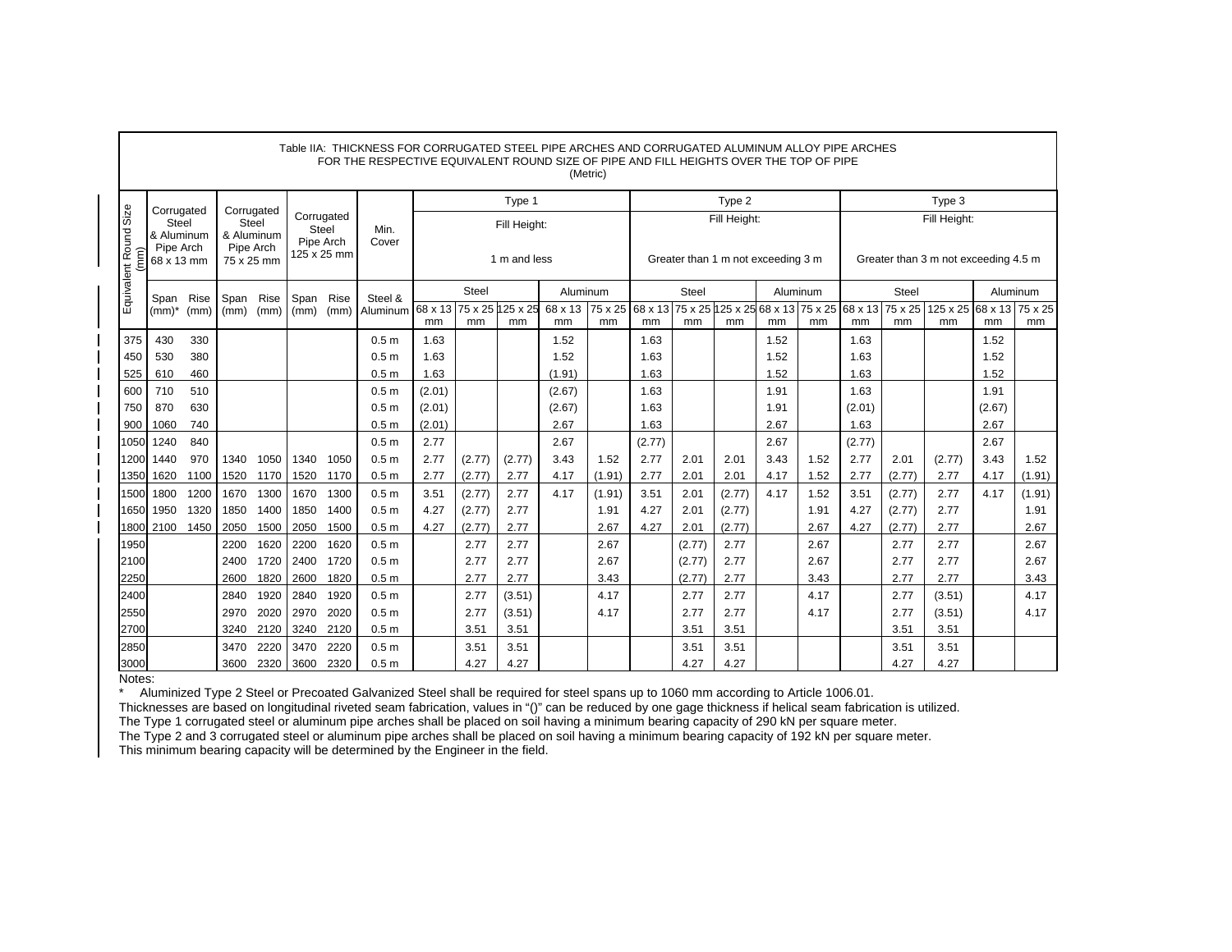Table IIA: THICKNESS FOR CORRUGATED STEEL PIPE ARCHES AND CORRUGATED ALUMINUM ALLOY PIPE ARCHES FOR THE RESPECTIVE EQUIVALENT ROUND SIZE OF PIPE AND FILL HEIGHTS OVER THE TOP OF PIPE (Metric)

| Equivalent Round Size (mm) | Corrugated Steel & Aluminum Pipe Arch 68 x 13 mm | | Corrugated Steel & Aluminum Pipe Arch 75 x 25 mm | | Corrugated Steel Pipe Arch 125 x 25 mm | | Min. Cover | Type 1 Fill Height: 1 m and less | | | | | Type 2 Fill Height: Greater than 1 m not exceeding 3 m | | | | | Type 3 Fill Height: Greater than 3 m not exceeding 4.5 m | | | | |
|---|---|---|---|---|---|---|---|---|---|---|---|---|---|---|---|---|---|---|---|---|---|---|
| | | | | | | | | Steel | | | Aluminum | | Steel | | | Aluminum | | Steel | | | Aluminum | |
| | Span (mm)* | Rise (mm) | Span (mm) | Rise (mm) | Span (mm) | Rise (mm) | Steel & Aluminum | 68 x 13 mm | 75 x 25 mm | 125 x 25 mm | 68 x 13 mm | 75 x 25 mm | 68 x 13 mm | 75 x 25 mm | 125 x 25 mm | 68 x 13 mm | 75 x 25 mm | 68 x 13 mm | 75 x 25 mm | 125 x 25 mm | 68 x 13 mm | 75 x 25 mm |
| 375 | 430 | 330 | | | | | 0.5 m | 1.63 | | | 1.52 | | 1.63 | | | 1.52 | | 1.63 | | | 1.52 | |
| 450 | 530 | 380 | | | | | 0.5 m | 1.63 | | | 1.52 | | 1.63 | | | 1.52 | | 1.63 | | | 1.52 | |
| 525 | 610 | 460 | | | | | 0.5 m | 1.63 | | | (1.91) | | 1.63 | | | 1.52 | | 1.63 | | | 1.52 | |
| 600 | 710 | 510 | | | | | 0.5 m | (2.01) | | | (2.67) | | 1.63 | | | 1.91 | | 1.63 | | | 1.91 | |
| 750 | 870 | 630 | | | | | 0.5 m | (2.01) | | | (2.67) | | 1.63 | | | 1.91 | | (2.01) | | | (2.67) | |
| 900 | 1060 | 740 | | | | | 0.5 m | (2.01) | | | 2.67 | | 1.63 | | | 2.67 | | 1.63 | | | 2.67 | |
| 1050 | 1240 | 840 | | | | | 0.5 m | 2.77 | | | 2.67 | | (2.77) | | | 2.67 | | (2.77) | | | 2.67 | |
| 1200 | 1440 | 970 | 1340 | 1050 | 1340 | 1050 | 0.5 m | 2.77 | (2.77) | (2.77) | 3.43 | 1.52 | 2.77 | 2.01 | 2.01 | 3.43 | 1.52 | 2.77 | 2.01 | (2.77) | 3.43 | 1.52 |
| 1350 | 1620 | 1100 | 1520 | 1170 | 1520 | 1170 | 0.5 m | 2.77 | (2.77) | 2.77 | 4.17 | (1.91) | 2.77 | 2.01 | 2.01 | 4.17 | 1.52 | 2.77 | (2.77) | 2.77 | 4.17 | (1.91) |
| 1500 | 1800 | 1200 | 1670 | 1300 | 1670 | 1300 | 0.5 m | 3.51 | (2.77) | 2.77 | 4.17 | (1.91) | 3.51 | 2.01 | (2.77) | 4.17 | 1.52 | 3.51 | (2.77) | 2.77 | 4.17 | (1.91) |
| 1650 | 1950 | 1320 | 1850 | 1400 | 1850 | 1400 | 0.5 m | 4.27 | (2.77) | 2.77 | | 1.91 | 4.27 | 2.01 | (2.77) | | 1.91 | 4.27 | (2.77) | 2.77 | | 1.91 |
| 1800 | 2100 | 1450 | 2050 | 1500 | 2050 | 1500 | 0.5 m | 4.27 | (2.77) | 2.77 | | 2.67 | 4.27 | 2.01 | (2.77) | | 2.67 | 4.27 | (2.77) | 2.77 | | 2.67 |
| 1950 | | | 2200 | 1620 | 2200 | 1620 | 0.5 m | | 2.77 | 2.77 | | 2.67 | | (2.77) | 2.77 | | 2.67 | | 2.77 | 2.77 | | 2.67 |
| 2100 | | | 2400 | 1720 | 2400 | 1720 | 0.5 m | | 2.77 | 2.77 | | 2.67 | | (2.77) | 2.77 | | 2.67 | | 2.77 | 2.77 | | 2.67 |
| 2250 | | | 2600 | 1820 | 2600 | 1820 | 0.5 m | | 2.77 | 2.77 | | 3.43 | | (2.77) | 2.77 | | 3.43 | | 2.77 | 2.77 | | 3.43 |
| 2400 | | | 2840 | 1920 | 2840 | 1920 | 0.5 m | | 2.77 | (3.51) | | 4.17 | | 2.77 | 2.77 | | 4.17 | | 2.77 | (3.51) | | 4.17 |
| 2550 | | | 2970 | 2020 | 2970 | 2020 | 0.5 m | | 2.77 | (3.51) | | 4.17 | | 2.77 | 2.77 | | 4.17 | | 2.77 | (3.51) | | 4.17 |
| 2700 | | | 3240 | 2120 | 3240 | 2120 | 0.5 m | | 3.51 | 3.51 | | | | 3.51 | 3.51 | | | | 3.51 | 3.51 | | |
| 2850 | | | 3470 | 2220 | 3470 | 2220 | 0.5 m | | 3.51 | 3.51 | | | | 3.51 | 3.51 | | | | 3.51 | 3.51 | | |
| 3000 | | | 3600 | 2320 | 3600 | 2320 | 0.5 m | | 4.27 | 4.27 | | | | 4.27 | 4.27 | | | | 4.27 | 4.27 | | |

Notes:

\* Aluminized Type 2 Steel or Precoated Galvanized Steel shall be required for steel spans up to 1060 mm according to Article 1006.01.

Thicknesses are based on longitudinal riveted seam fabrication, values in "()" can be reduced by one gage thickness if helical seam fabrication is utilized.

The Type 1 corrugated steel or aluminum pipe arches shall be placed on soil having a minimum bearing capacity of 290 kN per square meter.

The Type 2 and 3 corrugated steel or aluminum pipe arches shall be placed on soil having a minimum bearing capacity of 192 kN per square meter.

This minimum bearing capacity will be determined by the Engineer in the field.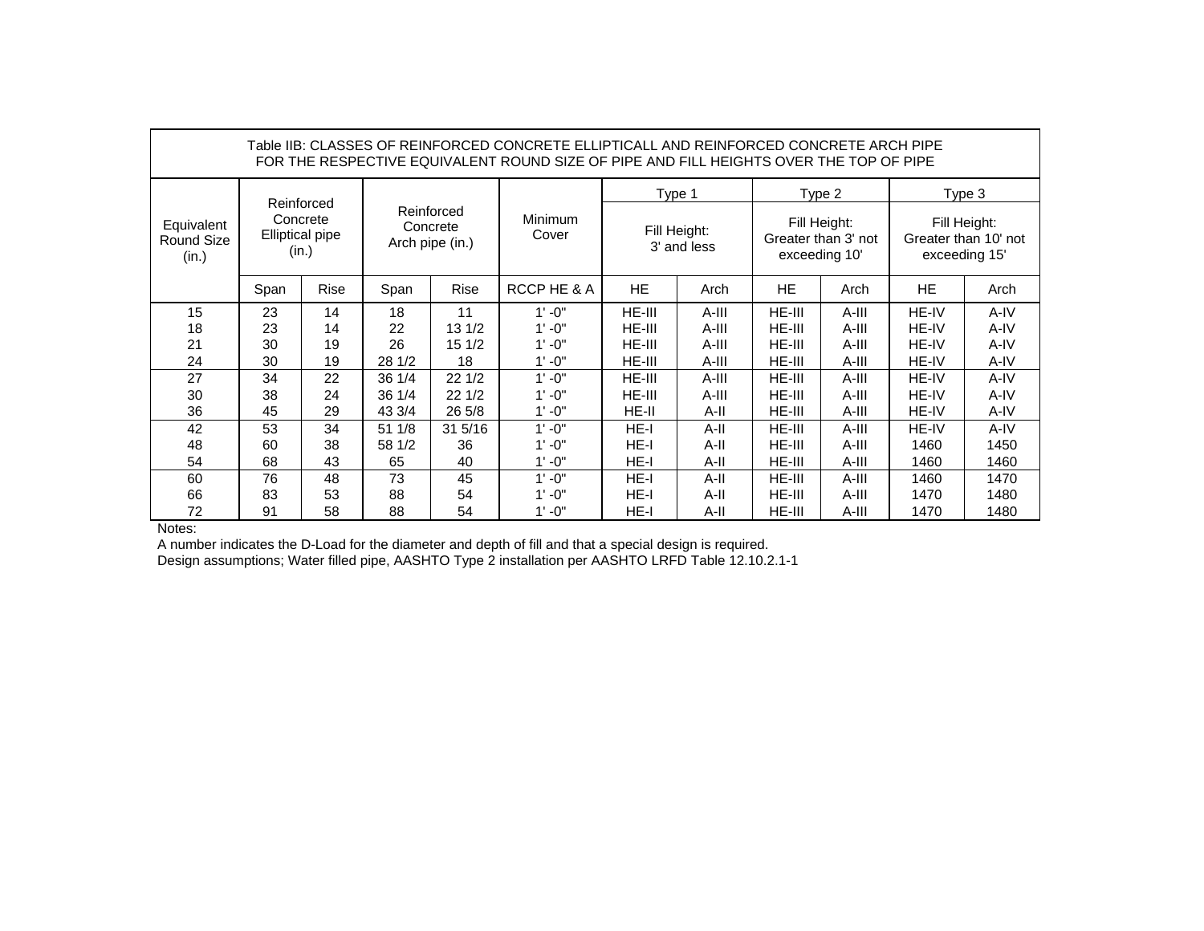Table IIB: CLASSES OF REINFORCED CONCRETE ELLIPTICALL AND REINFORCED CONCRETE ARCH PIPE FOR THE RESPECTIVE EQUIVALENT ROUND SIZE OF PIPE AND FILL HEIGHTS OVER THE TOP OF PIPE

| Equivalent Round Size (in.) | Reinforced Concrete Elliptical pipe (in.) | | Reinforced Concrete Arch pipe (in.) | | Minimum Cover | Type 1 Fill Height: 3' and less | | Type 2 Fill Height: Greater than 3' not exceeding 10' | | Type 3 Fill Height: Greater than 10' not exceeding 15' | |
|---|---|---|---|---|---|---|---|---|---|---|---|
| | Span | Rise | Span | Rise | RCCP HE & A | HE | Arch | HE | Arch | HE | Arch |
| 15 | 23 | 14 | 18 | 11 | 1' -0" | HE-III | A-III | HE-III | A-III | HE-IV | A-IV |
| 18 | 23 | 14 | 22 | 13 1/2 | 1' -0" | HE-III | A-III | HE-III | A-III | HE-IV | A-IV |
| 21 | 30 | 19 | 26 | 15 1/2 | 1' -0" | HE-III | A-III | HE-III | A-III | HE-IV | A-IV |
| 24 | 30 | 19 | 28 1/2 | 18 | 1' -0" | HE-III | A-III | HE-III | A-III | HE-IV | A-IV |
| 27 | 34 | 22 | 36 1/4 | 22 1/2 | 1' -0" | HE-III | A-III | HE-III | A-III | HE-IV | A-IV |
| 30 | 38 | 24 | 36 1/4 | 22 1/2 | 1' -0" | HE-III | A-III | HE-III | A-III | HE-IV | A-IV |
| 36 | 45 | 29 | 43 3/4 | 26 5/8 | 1' -0" | HE-II | A-II | HE-III | A-III | HE-IV | A-IV |
| 42 | 53 | 34 | 51 1/8 | 31 5/16 | 1' -0" | HE-I | A-II | HE-III | A-III | HE-IV | A-IV |
| 48 | 60 | 38 | 58 1/2 | 36 | 1' -0" | HE-I | A-II | HE-III | A-III | 1460 | 1450 |
| 54 | 68 | 43 | 65 | 40 | 1' -0" | HE-I | A-II | HE-III | A-III | 1460 | 1460 |
| 60 | 76 | 48 | 73 | 45 | 1' -0" | HE-I | A-II | HE-III | A-III | 1460 | 1470 |
| 66 | 83 | 53 | 88 | 54 | 1' -0" | HE-I | A-II | HE-III | A-III | 1470 | 1480 |
| 72 | 91 | 58 | 88 | 54 | 1' -0" | HE-I | A-II | HE-III | A-III | 1470 | 1480 |

Notes:

A number indicates the D-Load for the diameter and depth of fill and that a special design is required.

Design assumptions; Water filled pipe, AASHTO Type 2 installation per AASHTO LRFD Table 12.10.2.1-1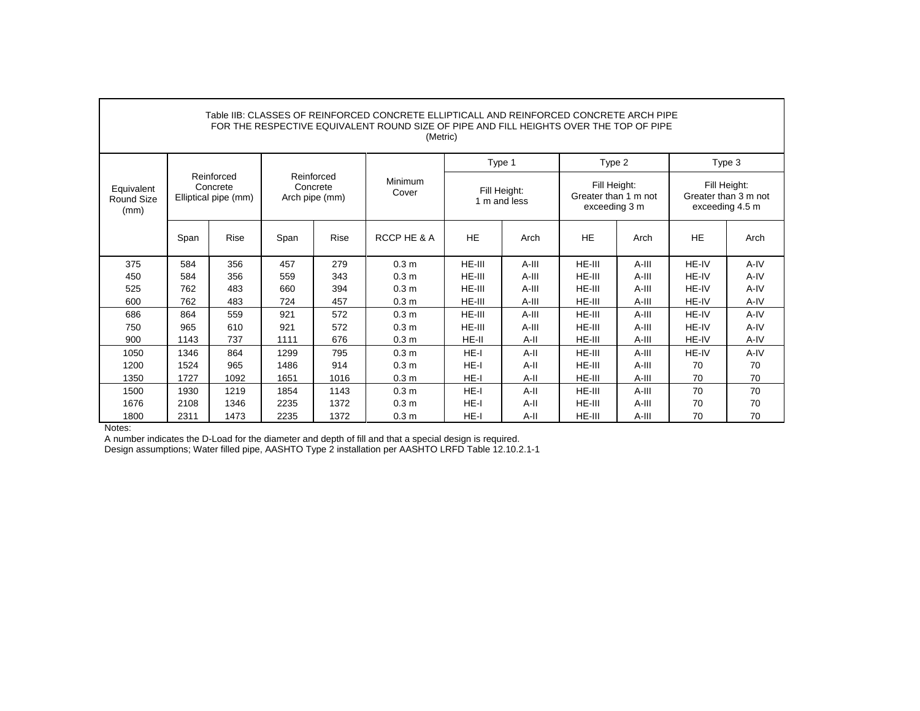Table IIB: CLASSES OF REINFORCED CONCRETE ELLIPTICALL AND REINFORCED CONCRETE ARCH PIPE FOR THE RESPECTIVE EQUIVALENT ROUND SIZE OF PIPE AND FILL HEIGHTS OVER THE TOP OF PIPE (Metric)

| Equivalent Round Size (mm) | Reinforced Concrete Elliptical pipe (mm) | | Reinforced Concrete Arch pipe (mm) | | Minimum Cover | Type 1 Fill Height: 1 m and less | | Type 2 Fill Height: Greater than 1 m not exceeding 3 m | | Type 3 Fill Height: Greater than 3 m not exceeding 4.5 m | |
|---|---|---|---|---|---|---|---|---|---|---|---|
| | Span | Rise | Span | Rise | RCCP HE & A | HE | Arch | HE | Arch | HE | Arch |
| 375 | 584 | 356 | 457 | 279 | 0.3 m | HE-III | A-III | HE-III | A-III | HE-IV | A-IV |
| 450 | 584 | 356 | 559 | 343 | 0.3 m | HE-III | A-III | HE-III | A-III | HE-IV | A-IV |
| 525 | 762 | 483 | 660 | 394 | 0.3 m | HE-III | A-III | HE-III | A-III | HE-IV | A-IV |
| 600 | 762 | 483 | 724 | 457 | 0.3 m | HE-III | A-III | HE-III | A-III | HE-IV | A-IV |
| 686 | 864 | 559 | 921 | 572 | 0.3 m | HE-III | A-III | HE-III | A-III | HE-IV | A-IV |
| 750 | 965 | 610 | 921 | 572 | 0.3 m | HE-III | A-III | HE-III | A-III | HE-IV | A-IV |
| 900 | 1143 | 737 | 1111 | 676 | 0.3 m | HE-II | A-II | HE-III | A-III | HE-IV | A-IV |
| 1050 | 1346 | 864 | 1299 | 795 | 0.3 m | HE-I | A-II | HE-III | A-III | HE-IV | A-IV |
| 1200 | 1524 | 965 | 1486 | 914 | 0.3 m | HE-I | A-II | HE-III | A-III | 70 | 70 |
| 1350 | 1727 | 1092 | 1651 | 1016 | 0.3 m | HE-I | A-II | HE-III | A-III | 70 | 70 |
| 1500 | 1930 | 1219 | 1854 | 1143 | 0.3 m | HE-I | A-II | HE-III | A-III | 70 | 70 |
| 1676 | 2108 | 1346 | 2235 | 1372 | 0.3 m | HE-I | A-II | HE-III | A-III | 70 | 70 |
| 1800 | 2311 | 1473 | 2235 | 1372 | 0.3 m | HE-I | A-II | HE-III | A-III | 70 | 70 |

Notes:

A number indicates the D-Load for the diameter and depth of fill and that a special design is required.

Design assumptions; Water filled pipe, AASHTO Type 2 installation per AASHTO LRFD Table 12.10.2.1-1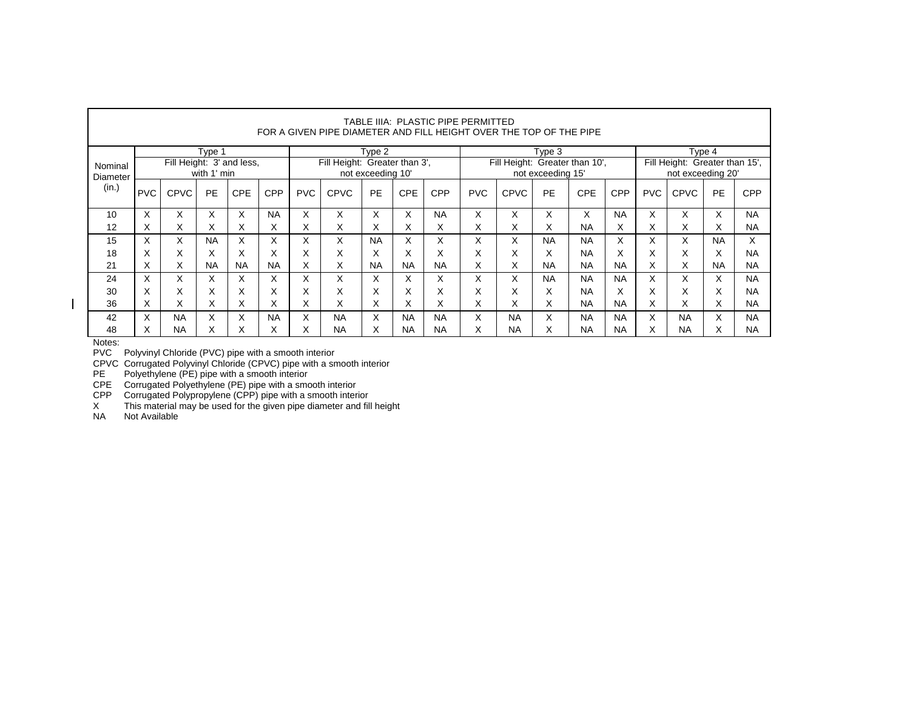TABLE IIIA: PLASTIC PIPE PERMITTED
FOR A GIVEN PIPE DIAMETER AND FILL HEIGHT OVER THE TOP OF THE PIPE

| Nominal Diameter (in.) | Type 1 Fill Height: 3' and less, with 1' min | | | | | Type 2 Fill Height: Greater than 3', not exceeding 10' | | | | | Type 3 Fill Height: Greater than 10', not exceeding 15' | | | | | Type 4 Fill Height: Greater than 15', not exceeding 20' | | | |
|---|---|---|---|---|---|---|---|---|---|---|---|---|---|---|---|---|---|---|---|
| | PVC | CPVC | PE | CPE | CPP | PVC | CPVC | PE | CPE | CPP | PVC | CPVC | PE | CPE | CPP | PVC | CPVC | PE | CPP |
| 10 | X | X | X | X | NA | X | X | X | X | NA | X | X | X | X | NA | X | X | X | NA |
| 12 | X | X | X | X | X | X | X | X | X | X | X | X | X | NA | X | X | X | X | NA |
| 15 | X | X | NA | X | X | X | X | NA | X | X | X | X | NA | NA | X | X | X | NA | X |
| 18 | X | X | X | X | X | X | X | X | X | X | X | X | X | NA | X | X | X | X | NA |
| 21 | X | X | NA | NA | NA | X | X | NA | NA | NA | X | X | NA | NA | NA | X | X | NA | NA |
| 24 | X | X | X | X | X | X | X | X | X | X | X | X | NA | NA | NA | X | X | X | NA |
| 30 | X | X | X | X | X | X | X | X | X | X | X | X | X | NA | X | X | X | X | NA |
| 36 | X | X | X | X | X | X | X | X | X | X | X | X | X | NA | NA | X | X | X | NA |
| 42 | X | NA | X | X | NA | X | NA | X | NA | NA | X | NA | X | NA | NA | X | NA | X | NA |
| 48 | X | NA | X | X | X | X | NA | X | NA | NA | X | NA | X | NA | NA | X | NA | X | NA |

Notes:

- PVC Polyvinyl Chloride (PVC) pipe with a smooth interior
- CPVC Corrugated Polyvinyl Chloride (CPVC) pipe with a smooth interior
- PE Polyethylene (PE) pipe with a smooth interior
- CPE Corrugated Polyethylene (PE) pipe with a smooth interior
- CPP Corrugated Polypropylene (CPP) pipe with a smooth interior
- X This material may be used for the given pipe diameter and fill height
- NA Not Available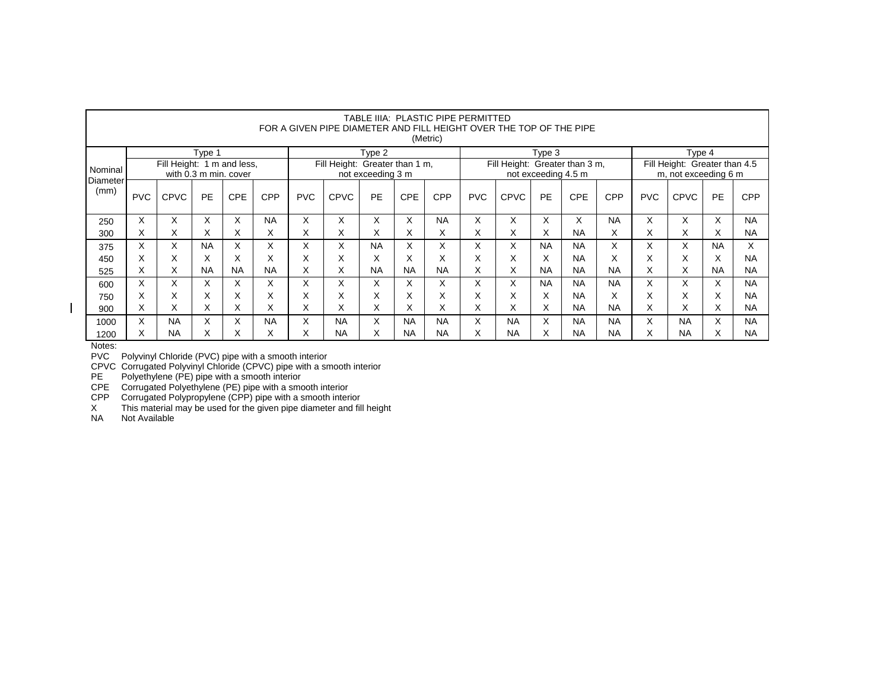TABLE IIIA: PLASTIC PIPE PERMITTED
FOR A GIVEN PIPE DIAMETER AND FILL HEIGHT OVER THE TOP OF THE PIPE
(Metric)

| Nominal Diameter (mm) | Type 1 | | | | | Type 2 | | | | | Type 3 | | | | | Type 4 | | | |
|---|---|---|---|---|---|---|---|---|---|---|---|---|---|---|---|---|---|---|---|
| | Fill Height: 1 m and less, with 0.3 m min. cover | | | | | Fill Height: Greater than 1 m, not exceeding 3 m | | | | | Fill Height: Greater than 3 m, not exceeding 4.5 m | | | | | Fill Height: Greater than 4.5 m, not exceeding 6 m | | | |
| | PVC | CPVC | PE | CPE | CPP | PVC | CPVC | PE | CPE | CPP | PVC | CPVC | PE | CPE | CPP | PVC | CPVC | PE | CPP |
| 250 | X | X | X | X | NA | X | X | X | X | NA | X | X | X | X | NA | X | X | X | NA |
| 300 | X | X | X | X | X | X | X | X | X | X | X | X | X | NA | X | X | X | X | NA |
| 375 | X | X | NA | X | X | X | X | NA | X | X | X | X | NA | NA | X | X | X | NA | X |
| 450 | X | X | X | X | X | X | X | X | X | X | X | X | X | NA | X | X | X | X | NA |
| 525 | X | X | NA | NA | NA | X | X | NA | NA | NA | X | X | NA | NA | NA | X | X | NA | NA |
| 600 | X | X | X | X | X | X | X | X | X | X | X | X | NA | NA | NA | X | X | X | NA |
| 750 | X | X | X | X | X | X | X | X | X | X | X | X | X | NA | X | X | X | X | NA |
| 900 | X | X | X | X | X | X | X | X | X | X | X | X | X | NA | NA | X | X | X | NA |
| 1000 | X | NA | X | X | NA | X | NA | X | NA | NA | X | NA | X | NA | NA | X | NA | X | NA |
| 1200 | X | NA | X | X | X | X | NA | X | NA | NA | X | NA | X | NA | NA | X | NA | X | NA |

Notes:

PVC Polyvinyl Chloride (PVC) pipe with a smooth interior
CPVC Corrugated Polyvinyl Chloride (CPVC) pipe with a smooth interior
PE Polyethylene (PE) pipe with a smooth interior
CPE Corrugated Polyethylene (PE) pipe with a smooth interior
CPP Corrugated Polypropylene (CPP) pipe with a smooth interior
X This material may be used for the given pipe diameter and fill height
NA Not Available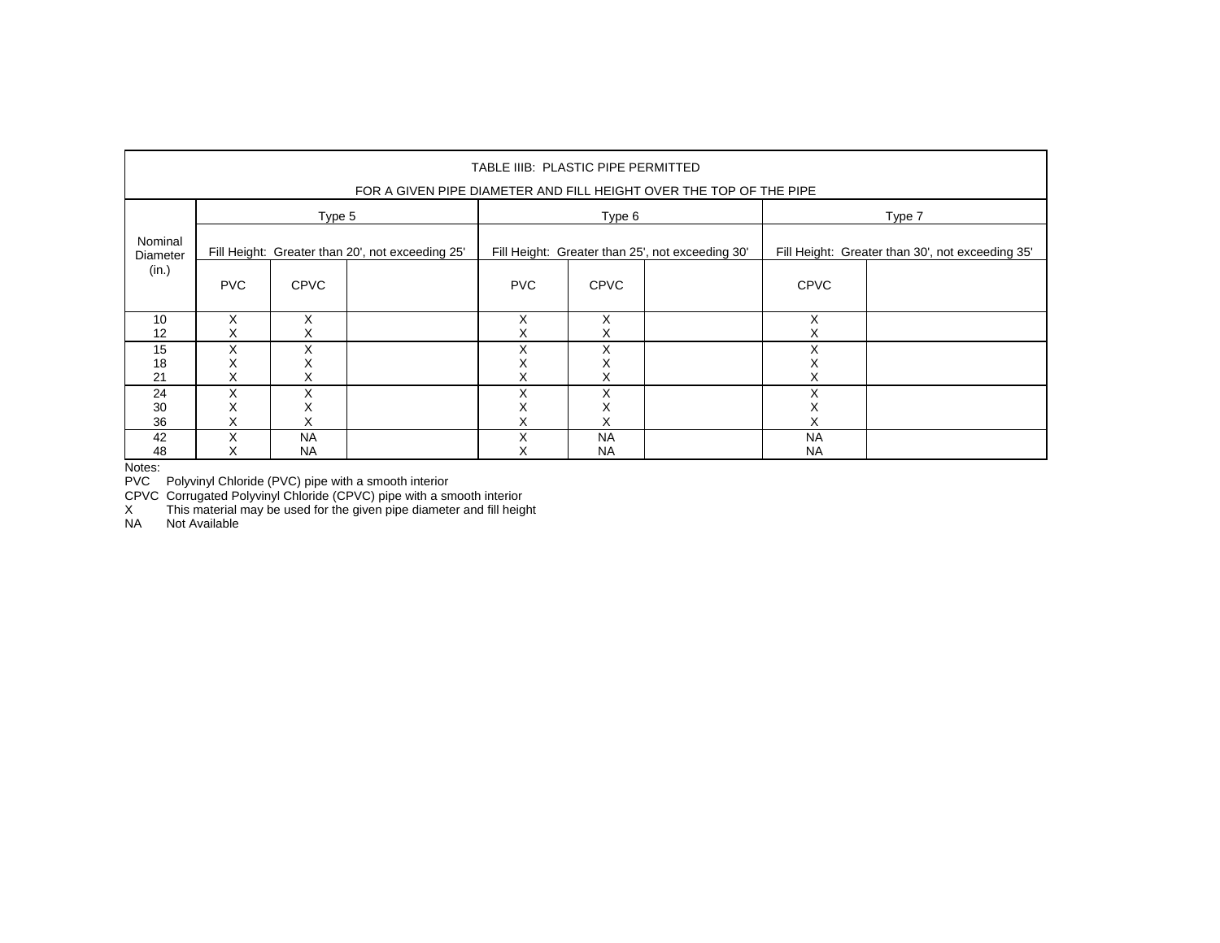| TABLE IIIB: PLASTIC PIPE PERMITTED FOR A GIVEN PIPE DIAMETER AND FILL HEIGHT OVER THE TOP OF THE PIPE | | | | | | | | |
|---|---|---|---|---|---|---|---|---|
| Nominal Diameter (in.) | Type 5 | | | Type 6 | | | Type 7 | |
| | Fill Height: Greater than 20', not exceeding 25' | | | Fill Height: Greater than 25', not exceeding 30' | | | Fill Height: Greater than 30', not exceeding 35' | |
| | PVC | CPVC | | PVC | CPVC | | CPVC | |
| 10 | X | X | | X | X | | X | |
| 12 | X | X | | X | X | | X | |
| 15 | X | X | | X | X | | X | |
| 18 | X | X | | X | X | | X | |
| 21 | X | X | | X | X | | X | |
| 24 | X | X | | X | X | | X | |
| 30 | X | X | | X | X | | X | |
| 36 | X | X | | X | X | | X | |
| 42 | X | NA | | X | NA | | NA | |
| 48 | X | NA | | X | NA | | NA | |

Notes:

PVC Polyvinyl Chloride (PVC) pipe with a smooth interior

CPVC Corrugated Polyvinyl Chloride (CPVC) pipe with a smooth interior

X This material may be used for the given pipe diameter and fill height

NA Not Available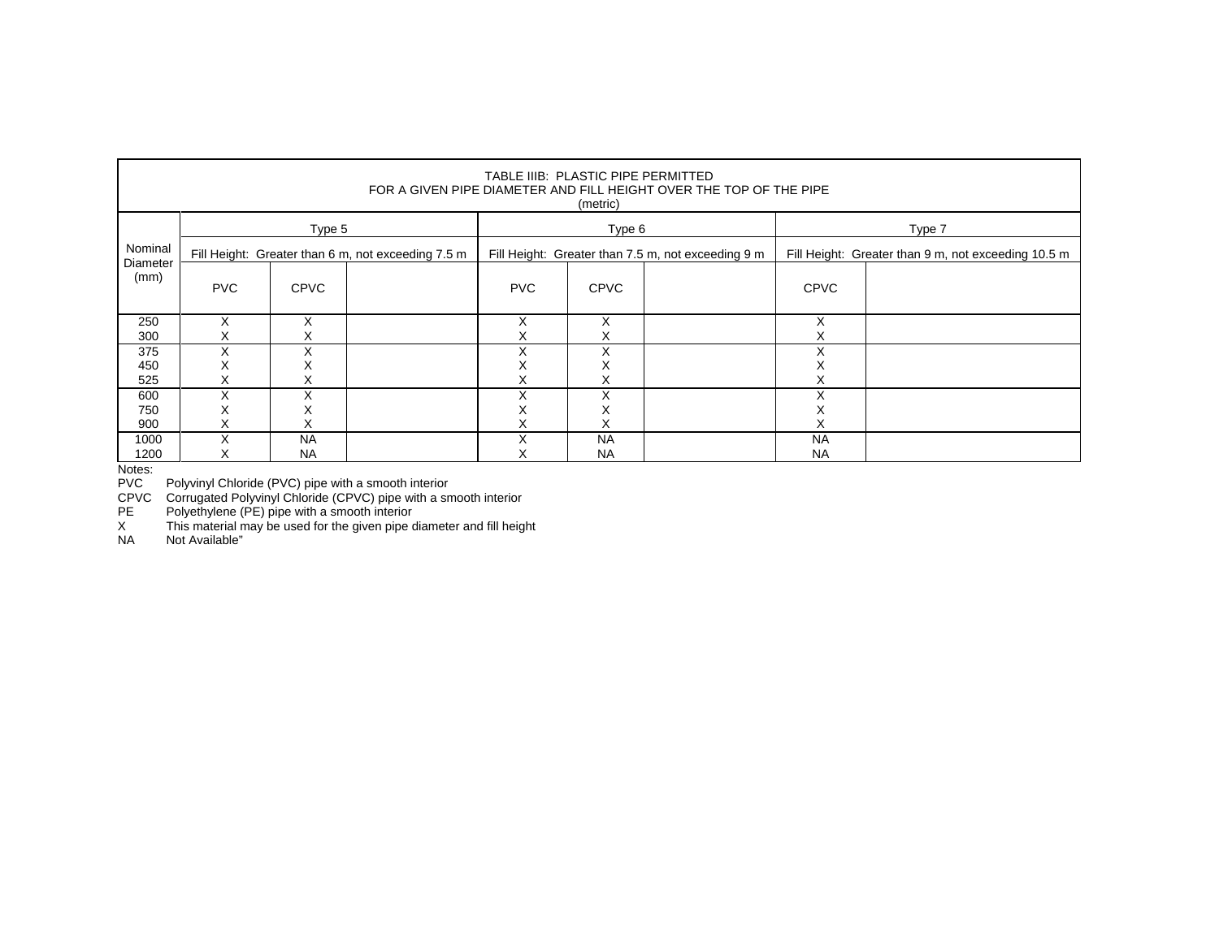| TABLE IIIB: PLASTIC PIPE PERMITTED FOR A GIVEN PIPE DIAMETER AND FILL HEIGHT OVER THE TOP OF THE PIPE (metric) | | | | | | | | |
|---|---|---|---|---|---|---|---|---|
| Nominal Diameter (mm) | Type 5 | | | Type 6 | | | Type 7 | |
| | Fill Height: Greater than 6 m, not exceeding 7.5 m | | | Fill Height: Greater than 7.5 m, not exceeding 9 m | | | Fill Height: Greater than 9 m, not exceeding 10.5 m | |
| | PVC | CPVC | | PVC | CPVC | | CPVC | |
| 250 | X | X | | X | X | | X | |
| 300 | X | X | | X | X | | X | |
| 375 | X | X | | X | X | | X | |
| 450 | X | X | | X | X | | X | |
| 525 | X | X | | X | X | | X | |
| 600 | X | X | | X | X | | X | |
| 750 | X | X | | X | X | | X | |
| 900 | X | X | | X | X | | X | |
| 1000 | X | NA | | X | NA | | NA | |
| 1200 | X | NA | | X | NA | | NA | |

Notes:

PVC Polyvinyl Chloride (PVC) pipe with a smooth interior

CPVC Corrugated Polyvinyl Chloride (CPVC) pipe with a smooth interior

PE Polyethylene (PE) pipe with a smooth interior

X This material may be used for the given pipe diameter and fill height

NA Not Available"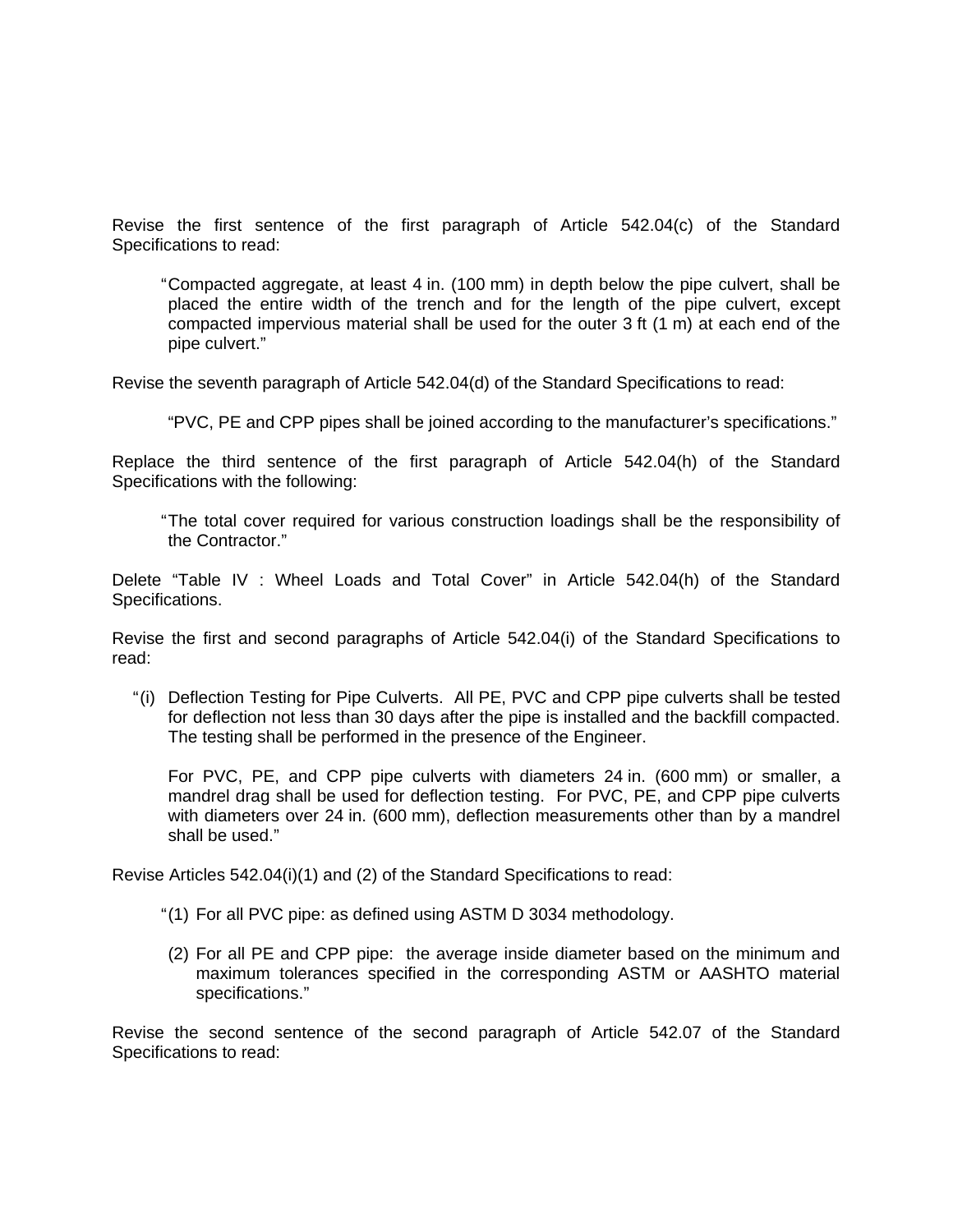Revise the first sentence of the first paragraph of Article 542.04(c) of the Standard Specifications to read:

> "Compacted aggregate, at least 4 in. (100 mm) in depth below the pipe culvert, shall be placed the entire width of the trench and for the length of the pipe culvert, except compacted impervious material shall be used for the outer 3 ft (1 m) at each end of the pipe culvert."

Revise the seventh paragraph of Article 542.04(d) of the Standard Specifications to read:

> "PVC, PE and CPP pipes shall be joined according to the manufacturer's specifications."

Replace the third sentence of the first paragraph of Article 542.04(h) of the Standard Specifications with the following:

> "The total cover required for various construction loadings shall be the responsibility of the Contractor."

Delete "Table IV : Wheel Loads and Total Cover" in Article 542.04(h) of the Standard Specifications.

Revise the first and second paragraphs of Article 542.04(i) of the Standard Specifications to read:

> "(i) Deflection Testing for Pipe Culverts. All PE, PVC and CPP pipe culverts shall be tested for deflection not less than 30 days after the pipe is installed and the backfill compacted. The testing shall be performed in the presence of the Engineer.
>
> For PVC, PE, and CPP pipe culverts with diameters 24 in. (600 mm) or smaller, a mandrel drag shall be used for deflection testing. For PVC, PE, and CPP pipe culverts with diameters over 24 in. (600 mm), deflection measurements other than by a mandrel shall be used."

Revise Articles 542.04(i)(1) and (2) of the Standard Specifications to read:

> "(1) For all PVC pipe: as defined using ASTM D 3034 methodology.
>
> (2) For all PE and CPP pipe: the average inside diameter based on the minimum and maximum tolerances specified in the corresponding ASTM or AASHTO material specifications."

Revise the second sentence of the second paragraph of Article 542.07 of the Standard Specifications to read: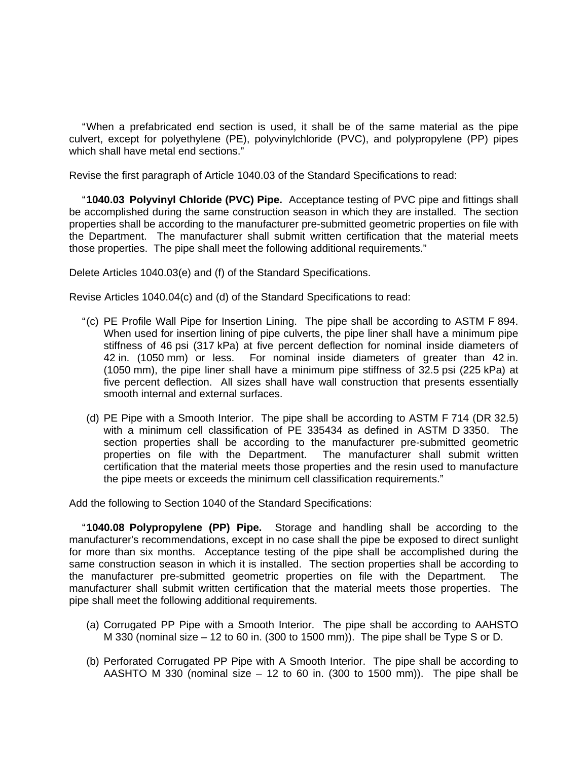"When a prefabricated end section is used, it shall be of the same material as the pipe culvert, except for polyethylene (PE), polyvinylchloride (PVC), and polypropylene (PP) pipes which shall have metal end sections."

Revise the first paragraph of Article 1040.03 of the Standard Specifications to read:

"**1040.03 Polyvinyl Chloride (PVC) Pipe.** Acceptance testing of PVC pipe and fittings shall be accomplished during the same construction season in which they are installed. The section properties shall be according to the manufacturer pre-submitted geometric properties on file with the Department. The manufacturer shall submit written certification that the material meets those properties. The pipe shall meet the following additional requirements."

Delete Articles 1040.03(e) and (f) of the Standard Specifications.

Revise Articles 1040.04(c) and (d) of the Standard Specifications to read:

"(c) PE Profile Wall Pipe for Insertion Lining. The pipe shall be according to ASTM F 894. When used for insertion lining of pipe culverts, the pipe liner shall have a minimum pipe stiffness of 46 psi (317 kPa) at five percent deflection for nominal inside diameters of 42 in. (1050 mm) or less. For nominal inside diameters of greater than 42 in. (1050 mm), the pipe liner shall have a minimum pipe stiffness of 32.5 psi (225 kPa) at five percent deflection. All sizes shall have wall construction that presents essentially smooth internal and external surfaces.

(d) PE Pipe with a Smooth Interior. The pipe shall be according to ASTM F 714 (DR 32.5) with a minimum cell classification of PE 335434 as defined in ASTM D 3350. The section properties shall be according to the manufacturer pre-submitted geometric properties on file with the Department. The manufacturer shall submit written certification that the material meets those properties and the resin used to manufacture the pipe meets or exceeds the minimum cell classification requirements."

Add the following to Section 1040 of the Standard Specifications:

"**1040.08 Polypropylene (PP) Pipe.** Storage and handling shall be according to the manufacturer's recommendations, except in no case shall the pipe be exposed to direct sunlight for more than six months. Acceptance testing of the pipe shall be accomplished during the same construction season in which it is installed. The section properties shall be according to the manufacturer pre-submitted geometric properties on file with the Department. The manufacturer shall submit written certification that the material meets those properties. The pipe shall meet the following additional requirements.

(a) Corrugated PP Pipe with a Smooth Interior. The pipe shall be according to AAHSTO M 330 (nominal size – 12 to 60 in. (300 to 1500 mm)). The pipe shall be Type S or D.

(b) Perforated Corrugated PP Pipe with A Smooth Interior. The pipe shall be according to AASHTO M 330 (nominal size – 12 to 60 in. (300 to 1500 mm)). The pipe shall be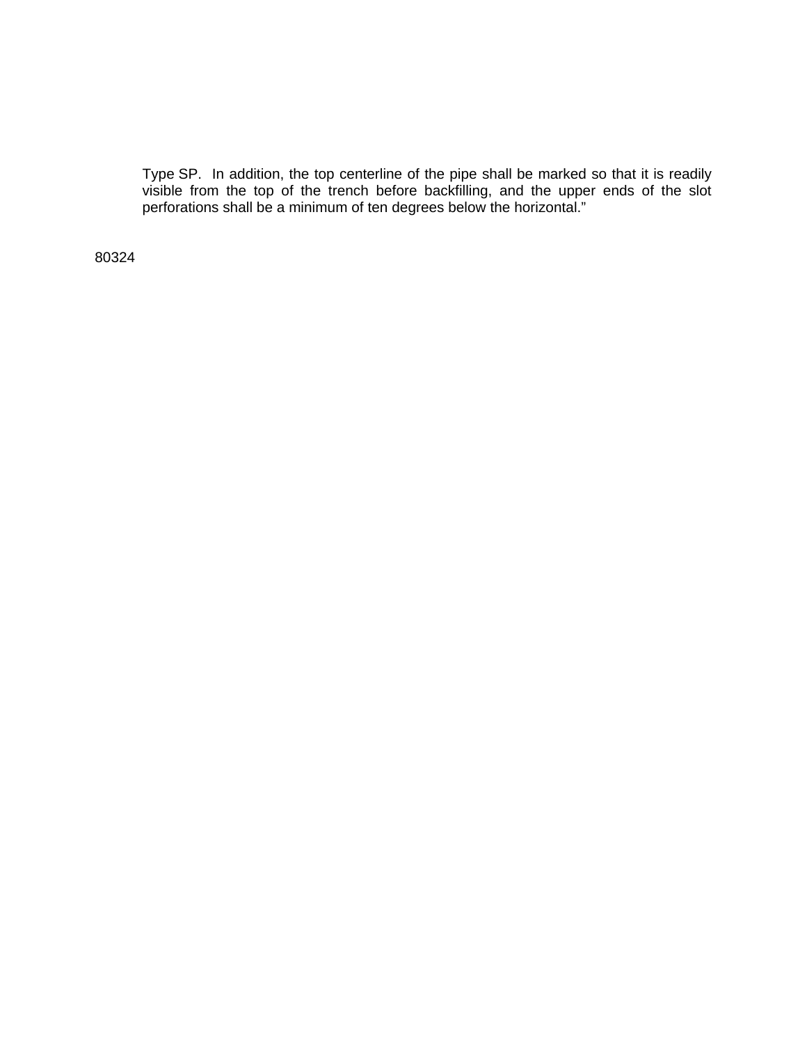Type SP. In addition, the top centerline of the pipe shall be marked so that it is readily visible from the top of the trench before backfilling, and the upper ends of the slot perforations shall be a minimum of ten degrees below the horizontal."

80324